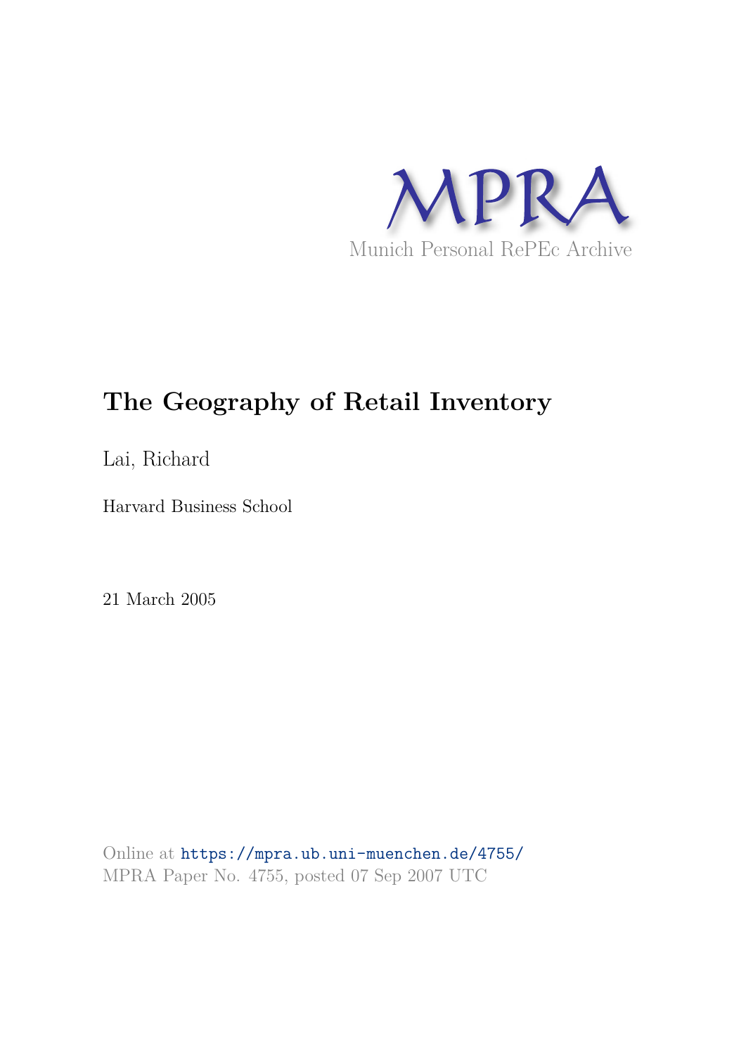MPRA

Munich Personal RePEc Archive

# The Geography of Retail Inventory

Lai, Richard

Harvard Business School

21 March 2005

Online at https://mpra.ub.uni-muenchen.de/4755/
MPRA Paper No. 4755, posted 07 Sep 2007 UTC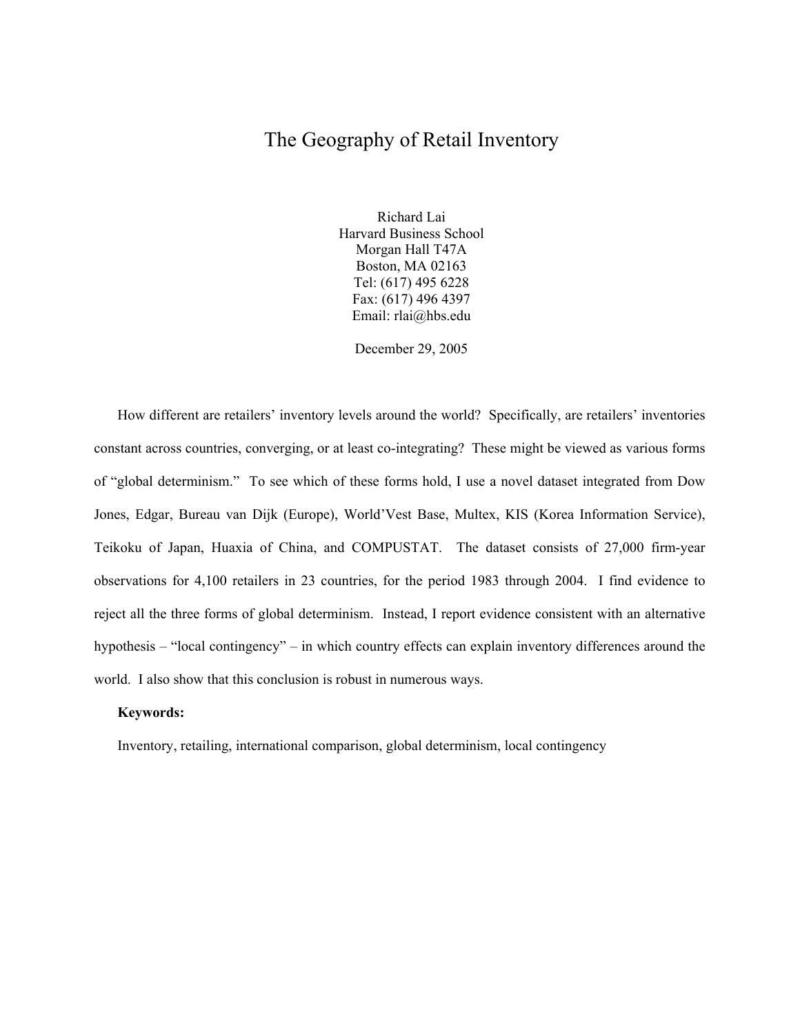# The Geography of Retail Inventory

Richard Lai
Harvard Business School
Morgan Hall T47A
Boston, MA 02163
Tel: (617) 495 6228
Fax: (617) 496 4397
Email: rlai@hbs.edu

December 29, 2005

How different are retailers' inventory levels around the world? Specifically, are retailers' inventories constant across countries, converging, or at least co-integrating? These might be viewed as various forms of "global determinism." To see which of these forms hold, I use a novel dataset integrated from Dow Jones, Edgar, Bureau van Dijk (Europe), World'Vest Base, Multex, KIS (Korea Information Service), Teikoku of Japan, Huaxia of China, and COMPUSTAT. The dataset consists of 27,000 firm-year observations for 4,100 retailers in 23 countries, for the period 1983 through 2004. I find evidence to reject all the three forms of global determinism. Instead, I report evidence consistent with an alternative hypothesis – "local contingency" – in which country effects can explain inventory differences around the world. I also show that this conclusion is robust in numerous ways.

**Keywords:**

Inventory, retailing, international comparison, global determinism, local contingency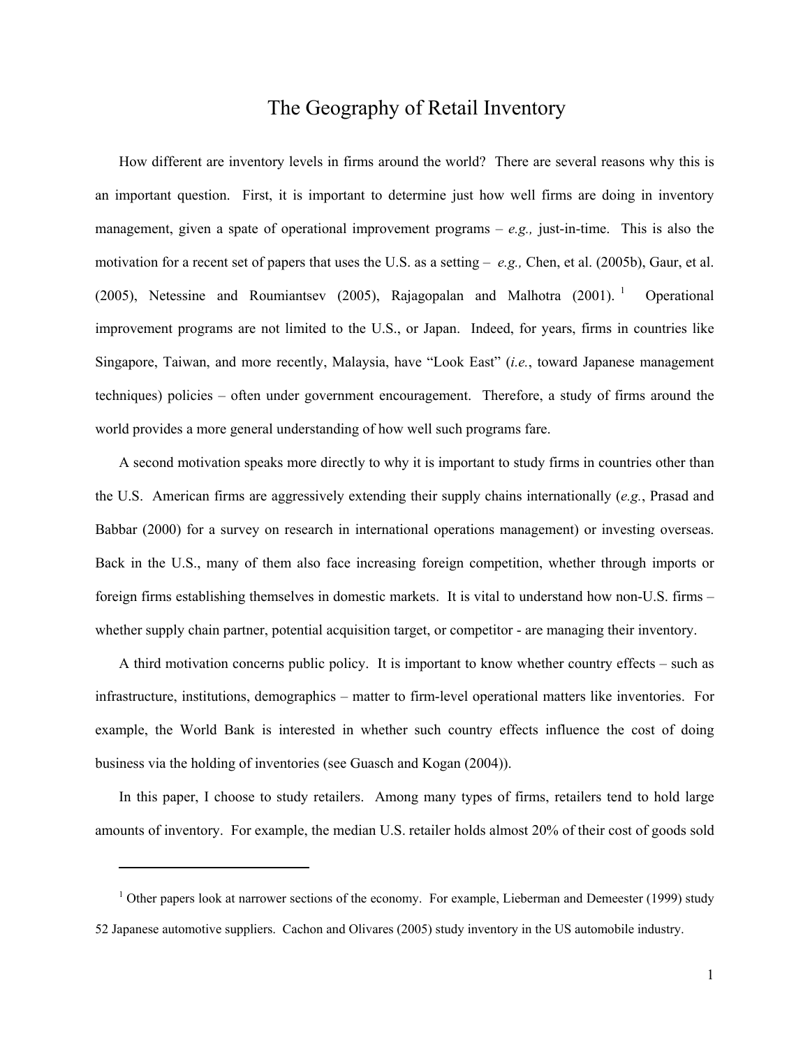# The Geography of Retail Inventory

How different are inventory levels in firms around the world? There are several reasons why this is an important question. First, it is important to determine just how well firms are doing in inventory management, given a spate of operational improvement programs – *e.g.,* just-in-time. This is also the motivation for a recent set of papers that uses the U.S. as a setting – *e.g.,* Chen, et al. (2005b), Gaur, et al. (2005), Netessine and Roumiantsev (2005), Rajagopalan and Malhotra (2001).[1] Operational improvement programs are not limited to the U.S., or Japan. Indeed, for years, firms in countries like Singapore, Taiwan, and more recently, Malaysia, have "Look East" (*i.e.*, toward Japanese management techniques) policies – often under government encouragement. Therefore, a study of firms around the world provides a more general understanding of how well such programs fare.

A second motivation speaks more directly to why it is important to study firms in countries other than the U.S. American firms are aggressively extending their supply chains internationally (*e.g.*, Prasad and Babbar (2000) for a survey on research in international operations management) or investing overseas. Back in the U.S., many of them also face increasing foreign competition, whether through imports or foreign firms establishing themselves in domestic markets. It is vital to understand how non-U.S. firms – whether supply chain partner, potential acquisition target, or competitor - are managing their inventory.

A third motivation concerns public policy. It is important to know whether country effects – such as infrastructure, institutions, demographics – matter to firm-level operational matters like inventories. For example, the World Bank is interested in whether such country effects influence the cost of doing business via the holding of inventories (see Guasch and Kogan (2004)).

In this paper, I choose to study retailers. Among many types of firms, retailers tend to hold large amounts of inventory. For example, the median U.S. retailer holds almost 20% of their cost of goods sold

[1] Other papers look at narrower sections of the economy. For example, Lieberman and Demeester (1999) study 52 Japanese automotive suppliers. Cachon and Olivares (2005) study inventory in the US automobile industry.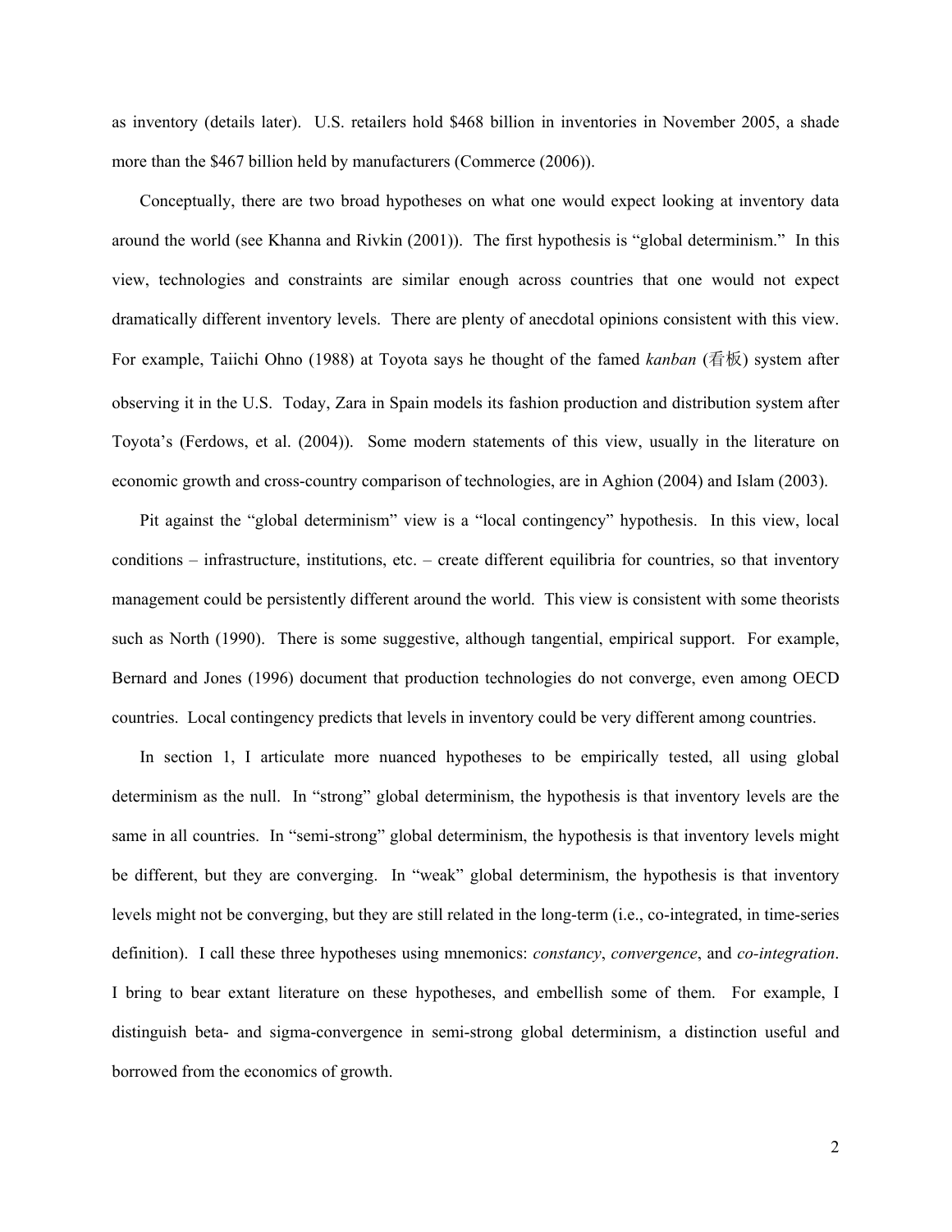as inventory (details later). U.S. retailers hold $468 billion in inventories in November 2005, a shade more than the $467 billion held by manufacturers (Commerce (2006)).

Conceptually, there are two broad hypotheses on what one would expect looking at inventory data around the world (see Khanna and Rivkin (2001)). The first hypothesis is "global determinism." In this view, technologies and constraints are similar enough across countries that one would not expect dramatically different inventory levels. There are plenty of anecdotal opinions consistent with this view. For example, Taiichi Ohno (1988) at Toyota says he thought of the famed *kanban* (看板) system after observing it in the U.S. Today, Zara in Spain models its fashion production and distribution system after Toyota's (Ferdows, et al. (2004)). Some modern statements of this view, usually in the literature on economic growth and cross-country comparison of technologies, are in Aghion (2004) and Islam (2003).

Pit against the "global determinism" view is a "local contingency" hypothesis. In this view, local conditions – infrastructure, institutions, etc. – create different equilibria for countries, so that inventory management could be persistently different around the world. This view is consistent with some theorists such as North (1990). There is some suggestive, although tangential, empirical support. For example, Bernard and Jones (1996) document that production technologies do not converge, even among OECD countries. Local contingency predicts that levels in inventory could be very different among countries.

In section 1, I articulate more nuanced hypotheses to be empirically tested, all using global determinism as the null. In "strong" global determinism, the hypothesis is that inventory levels are the same in all countries. In "semi-strong" global determinism, the hypothesis is that inventory levels might be different, but they are converging. In "weak" global determinism, the hypothesis is that inventory levels might not be converging, but they are still related in the long-term (i.e., co-integrated, in time-series definition). I call these three hypotheses using mnemonics: *constancy*, *convergence*, and *co-integration*. I bring to bear extant literature on these hypotheses, and embellish some of them. For example, I distinguish beta- and sigma-convergence in semi-strong global determinism, a distinction useful and borrowed from the economics of growth.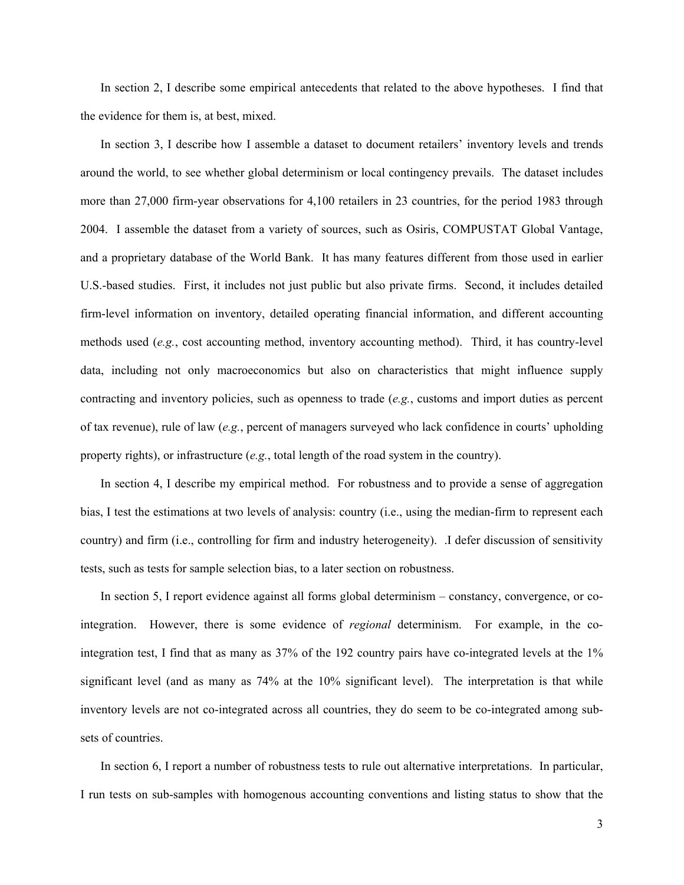In section 2, I describe some empirical antecedents that related to the above hypotheses. I find that the evidence for them is, at best, mixed.

In section 3, I describe how I assemble a dataset to document retailers' inventory levels and trends around the world, to see whether global determinism or local contingency prevails. The dataset includes more than 27,000 firm-year observations for 4,100 retailers in 23 countries, for the period 1983 through 2004. I assemble the dataset from a variety of sources, such as Osiris, COMPUSTAT Global Vantage, and a proprietary database of the World Bank. It has many features different from those used in earlier U.S.-based studies. First, it includes not just public but also private firms. Second, it includes detailed firm-level information on inventory, detailed operating financial information, and different accounting methods used (*e.g.*, cost accounting method, inventory accounting method). Third, it has country-level data, including not only macroeconomics but also on characteristics that might influence supply contracting and inventory policies, such as openness to trade (*e.g.*, customs and import duties as percent of tax revenue), rule of law (*e.g.*, percent of managers surveyed who lack confidence in courts' upholding property rights), or infrastructure (*e.g.*, total length of the road system in the country).

In section 4, I describe my empirical method. For robustness and to provide a sense of aggregation bias, I test the estimations at two levels of analysis: country (i.e., using the median-firm to represent each country) and firm (i.e., controlling for firm and industry heterogeneity). .I defer discussion of sensitivity tests, such as tests for sample selection bias, to a later section on robustness.

In section 5, I report evidence against all forms global determinism – constancy, convergence, or co-integration. However, there is some evidence of *regional* determinism. For example, in the co-integration test, I find that as many as 37% of the 192 country pairs have co-integrated levels at the 1% significant level (and as many as 74% at the 10% significant level). The interpretation is that while inventory levels are not co-integrated across all countries, they do seem to be co-integrated among sub-sets of countries.

In section 6, I report a number of robustness tests to rule out alternative interpretations. In particular, I run tests on sub-samples with homogenous accounting conventions and listing status to show that the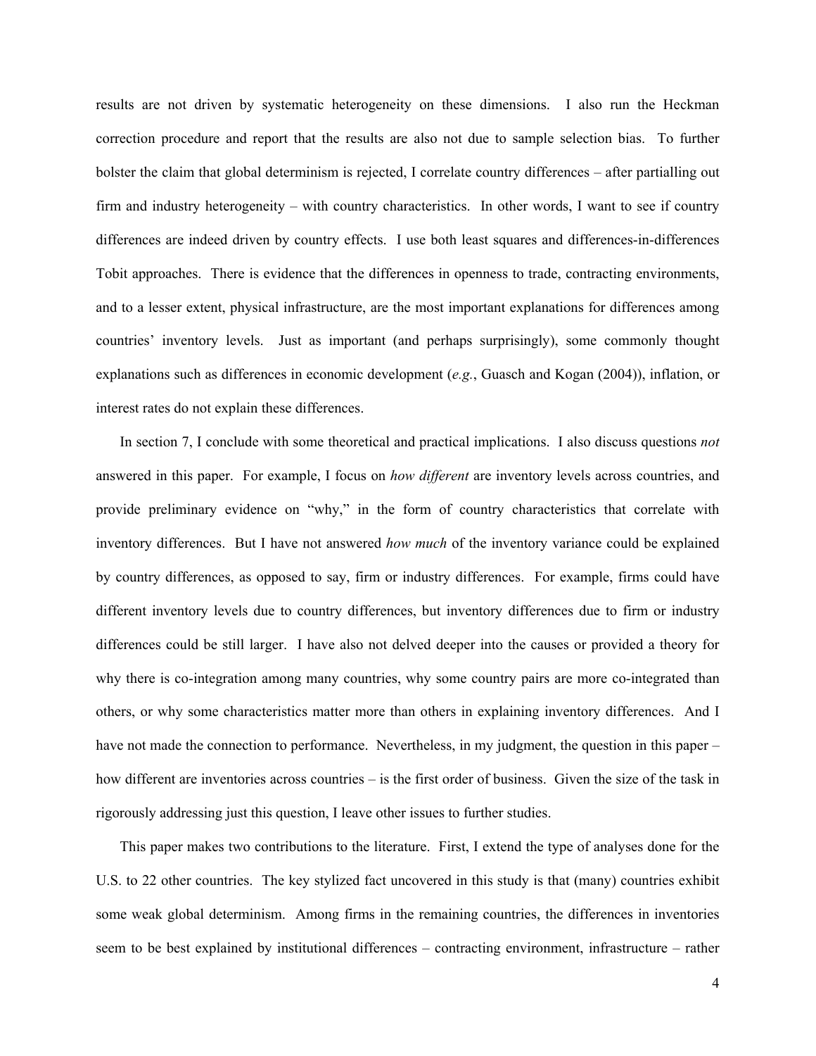results are not driven by systematic heterogeneity on these dimensions. I also run the Heckman correction procedure and report that the results are also not due to sample selection bias. To further bolster the claim that global determinism is rejected, I correlate country differences – after partialling out firm and industry heterogeneity – with country characteristics. In other words, I want to see if country differences are indeed driven by country effects. I use both least squares and differences-in-differences Tobit approaches. There is evidence that the differences in openness to trade, contracting environments, and to a lesser extent, physical infrastructure, are the most important explanations for differences among countries' inventory levels. Just as important (and perhaps surprisingly), some commonly thought explanations such as differences in economic development (*e.g.*, Guasch and Kogan (2004)), inflation, or interest rates do not explain these differences.

In section 7, I conclude with some theoretical and practical implications. I also discuss questions *not* answered in this paper. For example, I focus on *how different* are inventory levels across countries, and provide preliminary evidence on "why," in the form of country characteristics that correlate with inventory differences. But I have not answered *how much* of the inventory variance could be explained by country differences, as opposed to say, firm or industry differences. For example, firms could have different inventory levels due to country differences, but inventory differences due to firm or industry differences could be still larger. I have also not delved deeper into the causes or provided a theory for why there is co-integration among many countries, why some country pairs are more co-integrated than others, or why some characteristics matter more than others in explaining inventory differences. And I have not made the connection to performance. Nevertheless, in my judgment, the question in this paper – how different are inventories across countries – is the first order of business. Given the size of the task in rigorously addressing just this question, I leave other issues to further studies.

This paper makes two contributions to the literature. First, I extend the type of analyses done for the U.S. to 22 other countries. The key stylized fact uncovered in this study is that (many) countries exhibit some weak global determinism. Among firms in the remaining countries, the differences in inventories seem to be best explained by institutional differences – contracting environment, infrastructure – rather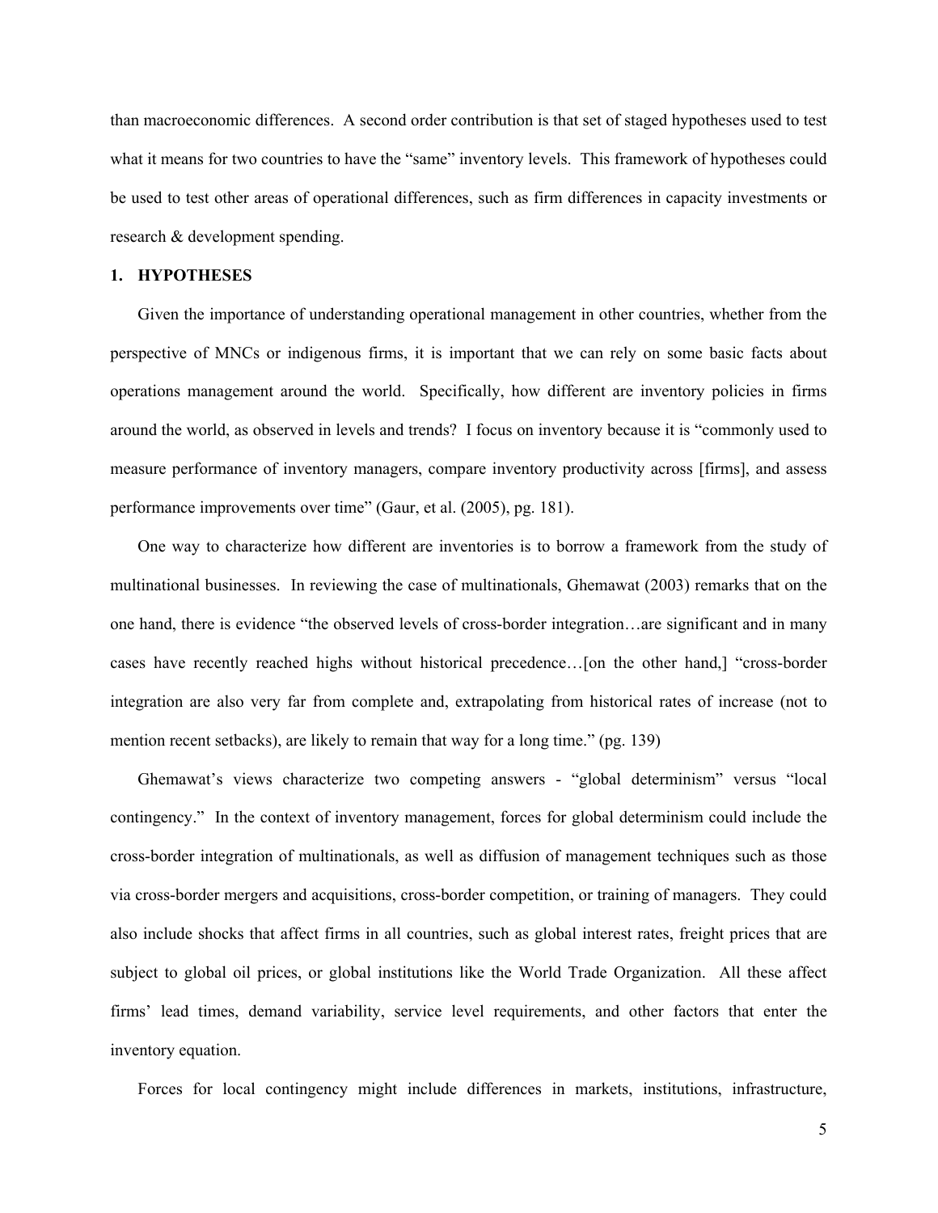than macroeconomic differences. A second order contribution is that set of staged hypotheses used to test what it means for two countries to have the "same" inventory levels. This framework of hypotheses could be used to test other areas of operational differences, such as firm differences in capacity investments or research & development spending.

## 1. HYPOTHESES

Given the importance of understanding operational management in other countries, whether from the perspective of MNCs or indigenous firms, it is important that we can rely on some basic facts about operations management around the world. Specifically, how different are inventory policies in firms around the world, as observed in levels and trends? I focus on inventory because it is "commonly used to measure performance of inventory managers, compare inventory productivity across [firms], and assess performance improvements over time" (Gaur, et al. (2005), pg. 181).

One way to characterize how different are inventories is to borrow a framework from the study of multinational businesses. In reviewing the case of multinationals, Ghemawat (2003) remarks that on the one hand, there is evidence "the observed levels of cross-border integration…are significant and in many cases have recently reached highs without historical precedence…[on the other hand,] "cross-border integration are also very far from complete and, extrapolating from historical rates of increase (not to mention recent setbacks), are likely to remain that way for a long time." (pg. 139)

Ghemawat's views characterize two competing answers - "global determinism" versus "local contingency." In the context of inventory management, forces for global determinism could include the cross-border integration of multinationals, as well as diffusion of management techniques such as those via cross-border mergers and acquisitions, cross-border competition, or training of managers. They could also include shocks that affect firms in all countries, such as global interest rates, freight prices that are subject to global oil prices, or global institutions like the World Trade Organization. All these affect firms' lead times, demand variability, service level requirements, and other factors that enter the inventory equation.

Forces for local contingency might include differences in markets, institutions, infrastructure,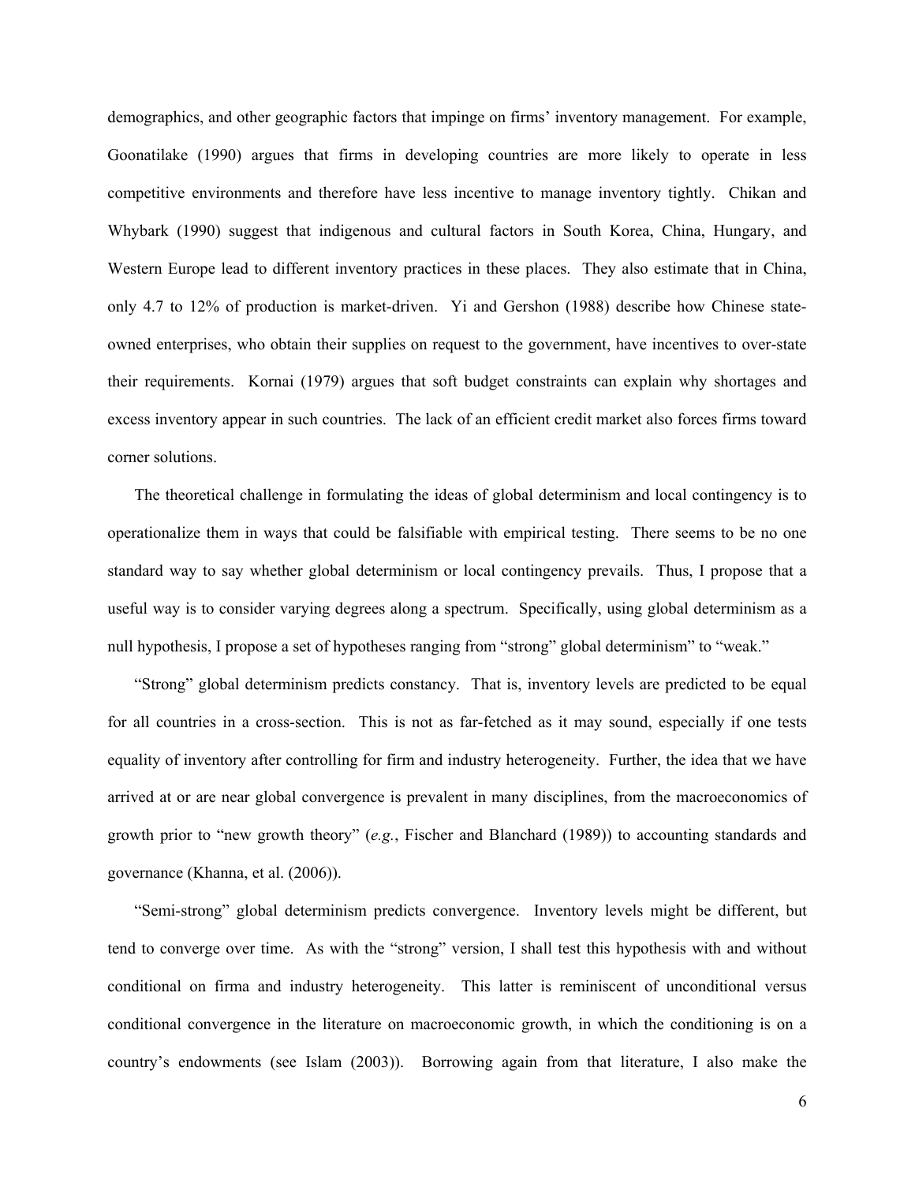demographics, and other geographic factors that impinge on firms' inventory management. For example, Goonatilake (1990) argues that firms in developing countries are more likely to operate in less competitive environments and therefore have less incentive to manage inventory tightly. Chikan and Whybark (1990) suggest that indigenous and cultural factors in South Korea, China, Hungary, and Western Europe lead to different inventory practices in these places. They also estimate that in China, only 4.7 to 12% of production is market-driven. Yi and Gershon (1988) describe how Chinese state-owned enterprises, who obtain their supplies on request to the government, have incentives to over-state their requirements. Kornai (1979) argues that soft budget constraints can explain why shortages and excess inventory appear in such countries. The lack of an efficient credit market also forces firms toward corner solutions.

The theoretical challenge in formulating the ideas of global determinism and local contingency is to operationalize them in ways that could be falsifiable with empirical testing. There seems to be no one standard way to say whether global determinism or local contingency prevails. Thus, I propose that a useful way is to consider varying degrees along a spectrum. Specifically, using global determinism as a null hypothesis, I propose a set of hypotheses ranging from "strong" global determinism" to "weak."

"Strong" global determinism predicts constancy. That is, inventory levels are predicted to be equal for all countries in a cross-section. This is not as far-fetched as it may sound, especially if one tests equality of inventory after controlling for firm and industry heterogeneity. Further, the idea that we have arrived at or are near global convergence is prevalent in many disciplines, from the macroeconomics of growth prior to "new growth theory" (*e.g.*, Fischer and Blanchard (1989)) to accounting standards and governance (Khanna, et al. (2006)).

"Semi-strong" global determinism predicts convergence. Inventory levels might be different, but tend to converge over time. As with the "strong" version, I shall test this hypothesis with and without conditional on firma and industry heterogeneity. This latter is reminiscent of unconditional versus conditional convergence in the literature on macroeconomic growth, in which the conditioning is on a country's endowments (see Islam (2003)). Borrowing again from that literature, I also make the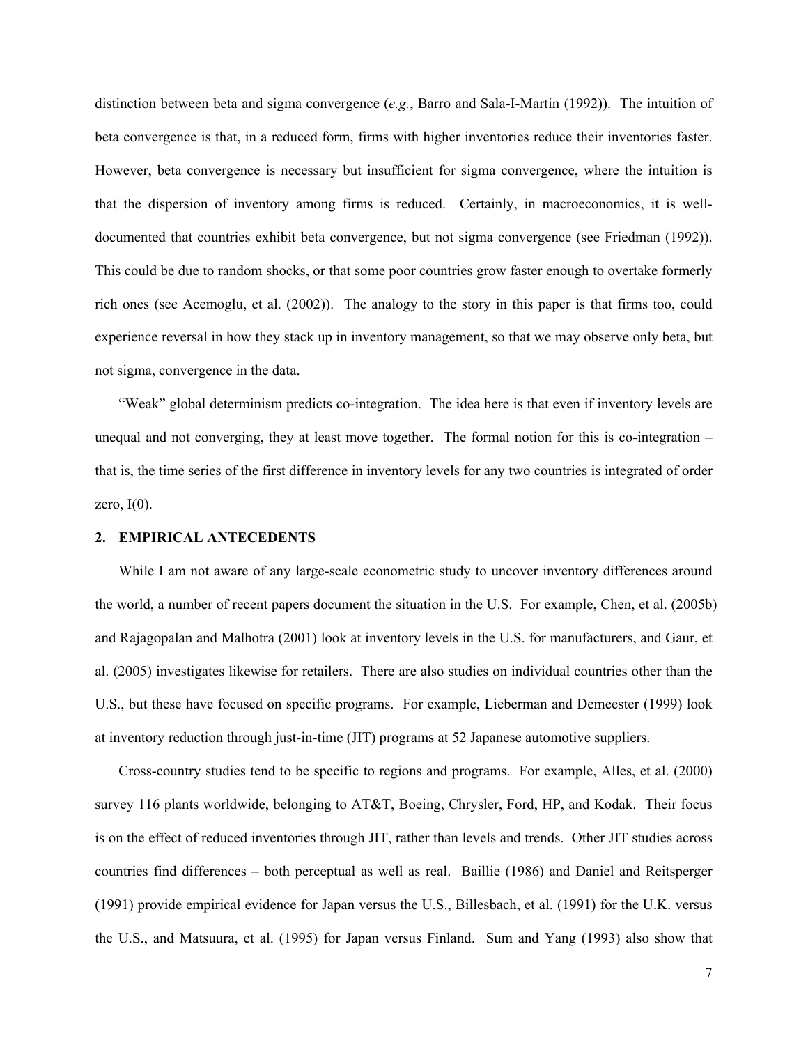distinction between beta and sigma convergence (*e.g.*, Barro and Sala-I-Martin (1992)). The intuition of beta convergence is that, in a reduced form, firms with higher inventories reduce their inventories faster. However, beta convergence is necessary but insufficient for sigma convergence, where the intuition is that the dispersion of inventory among firms is reduced. Certainly, in macroeconomics, it is well-documented that countries exhibit beta convergence, but not sigma convergence (see Friedman (1992)). This could be due to random shocks, or that some poor countries grow faster enough to overtake formerly rich ones (see Acemoglu, et al. (2002)). The analogy to the story in this paper is that firms too, could experience reversal in how they stack up in inventory management, so that we may observe only beta, but not sigma, convergence in the data.

"Weak" global determinism predicts co-integration. The idea here is that even if inventory levels are unequal and not converging, they at least move together. The formal notion for this is co-integration – that is, the time series of the first difference in inventory levels for any two countries is integrated of order zero, I(0).

## 2. EMPIRICAL ANTECEDENTS

While I am not aware of any large-scale econometric study to uncover inventory differences around the world, a number of recent papers document the situation in the U.S. For example, Chen, et al. (2005b) and Rajagopalan and Malhotra (2001) look at inventory levels in the U.S. for manufacturers, and Gaur, et al. (2005) investigates likewise for retailers. There are also studies on individual countries other than the U.S., but these have focused on specific programs. For example, Lieberman and Demeester (1999) look at inventory reduction through just-in-time (JIT) programs at 52 Japanese automotive suppliers.

Cross-country studies tend to be specific to regions and programs. For example, Alles, et al. (2000) survey 116 plants worldwide, belonging to AT&T, Boeing, Chrysler, Ford, HP, and Kodak. Their focus is on the effect of reduced inventories through JIT, rather than levels and trends. Other JIT studies across countries find differences – both perceptual as well as real. Baillie (1986) and Daniel and Reitsperger (1991) provide empirical evidence for Japan versus the U.S., Billesbach, et al. (1991) for the U.K. versus the U.S., and Matsuura, et al. (1995) for Japan versus Finland. Sum and Yang (1993) also show that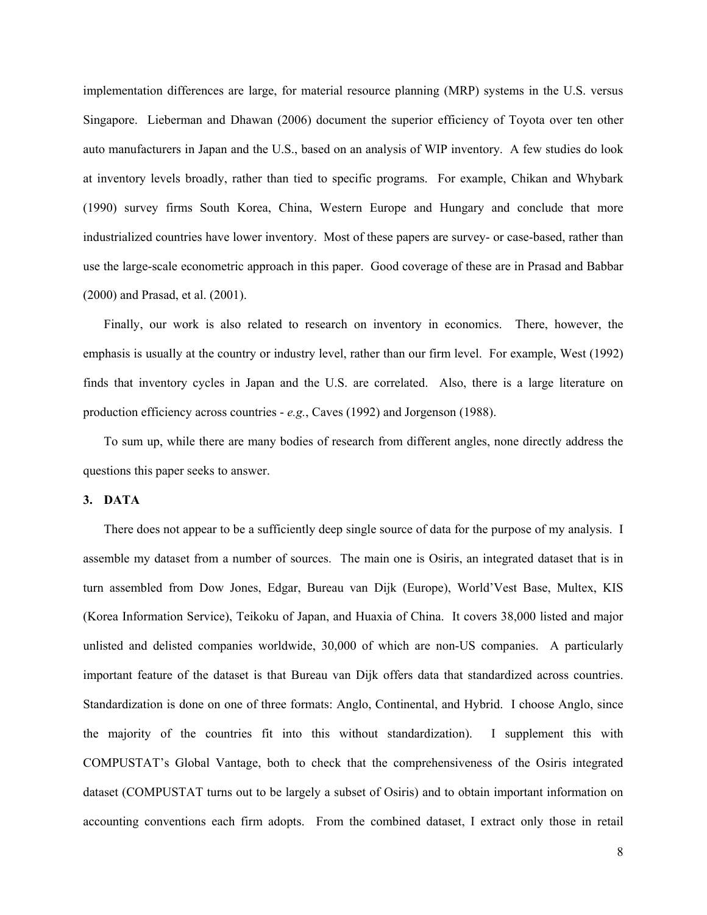implementation differences are large, for material resource planning (MRP) systems in the U.S. versus Singapore. Lieberman and Dhawan (2006) document the superior efficiency of Toyota over ten other auto manufacturers in Japan and the U.S., based on an analysis of WIP inventory. A few studies do look at inventory levels broadly, rather than tied to specific programs. For example, Chikan and Whybark (1990) survey firms South Korea, China, Western Europe and Hungary and conclude that more industrialized countries have lower inventory. Most of these papers are survey- or case-based, rather than use the large-scale econometric approach in this paper. Good coverage of these are in Prasad and Babbar (2000) and Prasad, et al. (2001).

Finally, our work is also related to research on inventory in economics. There, however, the emphasis is usually at the country or industry level, rather than our firm level. For example, West (1992) finds that inventory cycles in Japan and the U.S. are correlated. Also, there is a large literature on production efficiency across countries - *e.g.*, Caves (1992) and Jorgenson (1988).

To sum up, while there are many bodies of research from different angles, none directly address the questions this paper seeks to answer.

## 3. DATA

There does not appear to be a sufficiently deep single source of data for the purpose of my analysis. I assemble my dataset from a number of sources. The main one is Osiris, an integrated dataset that is in turn assembled from Dow Jones, Edgar, Bureau van Dijk (Europe), World'Vest Base, Multex, KIS (Korea Information Service), Teikoku of Japan, and Huaxia of China. It covers 38,000 listed and major unlisted and delisted companies worldwide, 30,000 of which are non-US companies. A particularly important feature of the dataset is that Bureau van Dijk offers data that standardized across countries. Standardization is done on one of three formats: Anglo, Continental, and Hybrid. I choose Anglo, since the majority of the countries fit into this without standardization). I supplement this with COMPUSTAT's Global Vantage, both to check that the comprehensiveness of the Osiris integrated dataset (COMPUSTAT turns out to be largely a subset of Osiris) and to obtain important information on accounting conventions each firm adopts. From the combined dataset, I extract only those in retail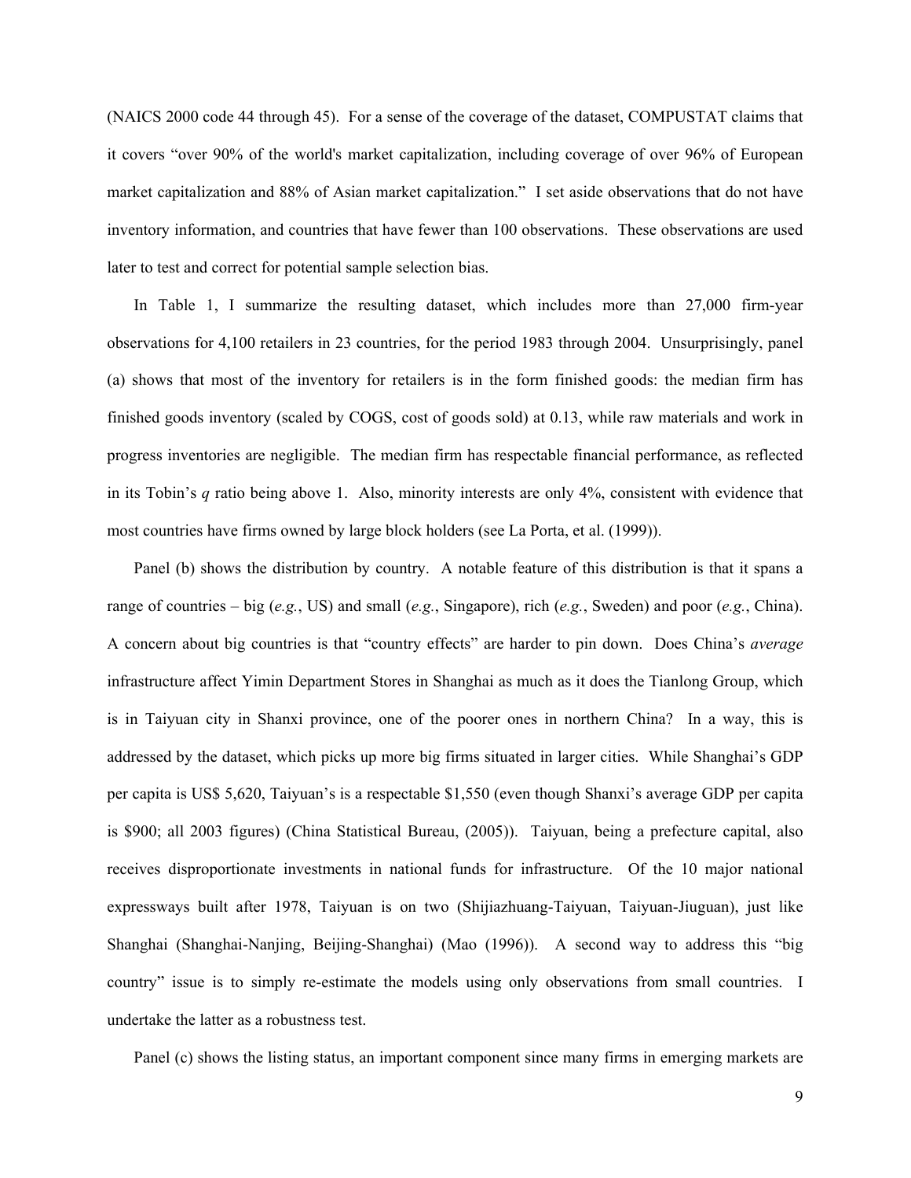(NAICS 2000 code 44 through 45). For a sense of the coverage of the dataset, COMPUSTAT claims that it covers "over 90% of the world's market capitalization, including coverage of over 96% of European market capitalization and 88% of Asian market capitalization." I set aside observations that do not have inventory information, and countries that have fewer than 100 observations. These observations are used later to test and correct for potential sample selection bias.

In Table 1, I summarize the resulting dataset, which includes more than 27,000 firm-year observations for 4,100 retailers in 23 countries, for the period 1983 through 2004. Unsurprisingly, panel (a) shows that most of the inventory for retailers is in the form finished goods: the median firm has finished goods inventory (scaled by COGS, cost of goods sold) at 0.13, while raw materials and work in progress inventories are negligible. The median firm has respectable financial performance, as reflected in its Tobin's *q* ratio being above 1. Also, minority interests are only 4%, consistent with evidence that most countries have firms owned by large block holders (see La Porta, et al. (1999)).

Panel (b) shows the distribution by country. A notable feature of this distribution is that it spans a range of countries – big (*e.g.*, US) and small (*e.g.*, Singapore), rich (*e.g.*, Sweden) and poor (*e.g.*, China). A concern about big countries is that "country effects" are harder to pin down. Does China's *average* infrastructure affect Yimin Department Stores in Shanghai as much as it does the Tianlong Group, which is in Taiyuan city in Shanxi province, one of the poorer ones in northern China? In a way, this is addressed by the dataset, which picks up more big firms situated in larger cities. While Shanghai's GDP per capita is US$ 5,620, Taiyuan's is a respectable $1,550 (even though Shanxi's average GDP per capita is $900; all 2003 figures) (China Statistical Bureau, (2005)). Taiyuan, being a prefecture capital, also receives disproportionate investments in national funds for infrastructure. Of the 10 major national expressways built after 1978, Taiyuan is on two (Shijiazhuang-Taiyuan, Taiyuan-Jiuguan), just like Shanghai (Shanghai-Nanjing, Beijing-Shanghai) (Mao (1996)). A second way to address this "big country" issue is to simply re-estimate the models using only observations from small countries. I undertake the latter as a robustness test.

Panel (c) shows the listing status, an important component since many firms in emerging markets are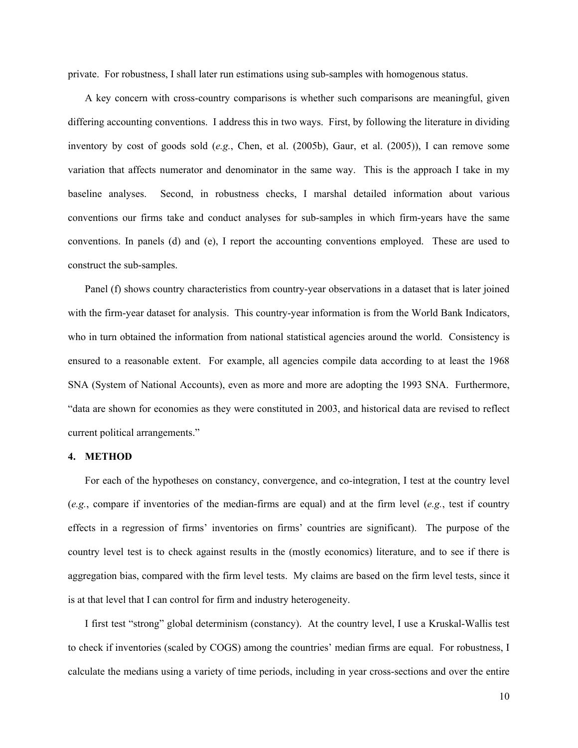private. For robustness, I shall later run estimations using sub-samples with homogenous status.

A key concern with cross-country comparisons is whether such comparisons are meaningful, given differing accounting conventions. I address this in two ways. First, by following the literature in dividing inventory by cost of goods sold (*e.g.*, Chen, et al. (2005b), Gaur, et al. (2005)), I can remove some variation that affects numerator and denominator in the same way. This is the approach I take in my baseline analyses. Second, in robustness checks, I marshal detailed information about various conventions our firms take and conduct analyses for sub-samples in which firm-years have the same conventions. In panels (d) and (e), I report the accounting conventions employed. These are used to construct the sub-samples.

Panel (f) shows country characteristics from country-year observations in a dataset that is later joined with the firm-year dataset for analysis. This country-year information is from the World Bank Indicators, who in turn obtained the information from national statistical agencies around the world. Consistency is ensured to a reasonable extent. For example, all agencies compile data according to at least the 1968 SNA (System of National Accounts), even as more and more are adopting the 1993 SNA. Furthermore, "data are shown for economies as they were constituted in 2003, and historical data are revised to reflect current political arrangements."

## 4. METHOD

For each of the hypotheses on constancy, convergence, and co-integration, I test at the country level (*e.g.*, compare if inventories of the median-firms are equal) and at the firm level (*e.g.*, test if country effects in a regression of firms' inventories on firms' countries are significant). The purpose of the country level test is to check against results in the (mostly economics) literature, and to see if there is aggregation bias, compared with the firm level tests. My claims are based on the firm level tests, since it is at that level that I can control for firm and industry heterogeneity.

I first test "strong" global determinism (constancy). At the country level, I use a Kruskal-Wallis test to check if inventories (scaled by COGS) among the countries' median firms are equal. For robustness, I calculate the medians using a variety of time periods, including in year cross-sections and over the entire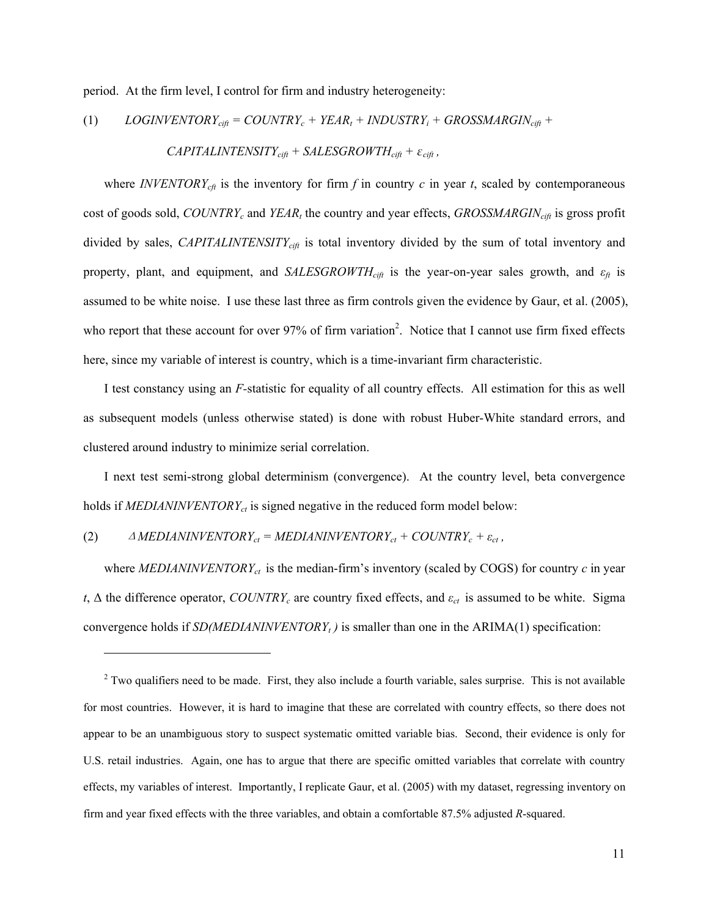period. At the firm level, I control for firm and industry heterogeneity:

$$(1) \qquad LOGINVENTORY_{cift} = COUNTRY_c + YEAR_t + INDUSTRY_i + GROSSMARGIN_{cift} + CAPITALINTENSITY_{cift} + SALESGROWTH_{cift} + \varepsilon_{cift}\,,$$

where $INVENTORY_{cft}$ is the inventory for firm $f$ in country $c$ in year $t$, scaled by contemporaneous cost of goods sold, $COUNTRY_c$ and $YEAR_t$ the country and year effects, $GROSSMARGIN_{cift}$ is gross profit divided by sales, $CAPITALINTENSITY_{cift}$ is total inventory divided by the sum of total inventory and property, plant, and equipment, and $SALESGROWTH_{cift}$ is the year-on-year sales growth, and $\varepsilon_{ft}$ is assumed to be white noise. I use these last three as firm controls given the evidence by Gaur, et al. (2005), who report that these account for over 97% of firm variation[2]. Notice that I cannot use firm fixed effects here, since my variable of interest is country, which is a time-invariant firm characteristic.

I test constancy using an $F$-statistic for equality of all country effects. All estimation for this as well as subsequent models (unless otherwise stated) is done with robust Huber-White standard errors, and clustered around industry to minimize serial correlation.

I next test semi-strong global determinism (convergence). At the country level, beta convergence holds if $MEDIANINVENTORY_{ct}$ is signed negative in the reduced form model below:

$$(2) \qquad \Delta MEDIANINVENTORY_{ct} = MEDIANINVENTORY_{ct} + COUNTRY_c + \varepsilon_{ct}\,,$$

where $MEDIANINVENTORY_{ct}$ is the median-firm's inventory (scaled by COGS) for country $c$ in year $t$, $\Delta$ the difference operator, $COUNTRY_c$ are country fixed effects, and $\varepsilon_{ct}$ is assumed to be white. Sigma convergence holds if $SD(MEDIANINVENTORY_t)$ is smaller than one in the ARIMA(1) specification:

---

[2] Two qualifiers need to be made. First, they also include a fourth variable, sales surprise. This is not available for most countries. However, it is hard to imagine that these are correlated with country effects, so there does not appear to be an unambiguous story to suspect systematic omitted variable bias. Second, their evidence is only for U.S. retail industries. Again, one has to argue that there are specific omitted variables that correlate with country effects, my variables of interest. Importantly, I replicate Gaur, et al. (2005) with my dataset, regressing inventory on firm and year fixed effects with the three variables, and obtain a comfortable 87.5% adjusted $R$-squared.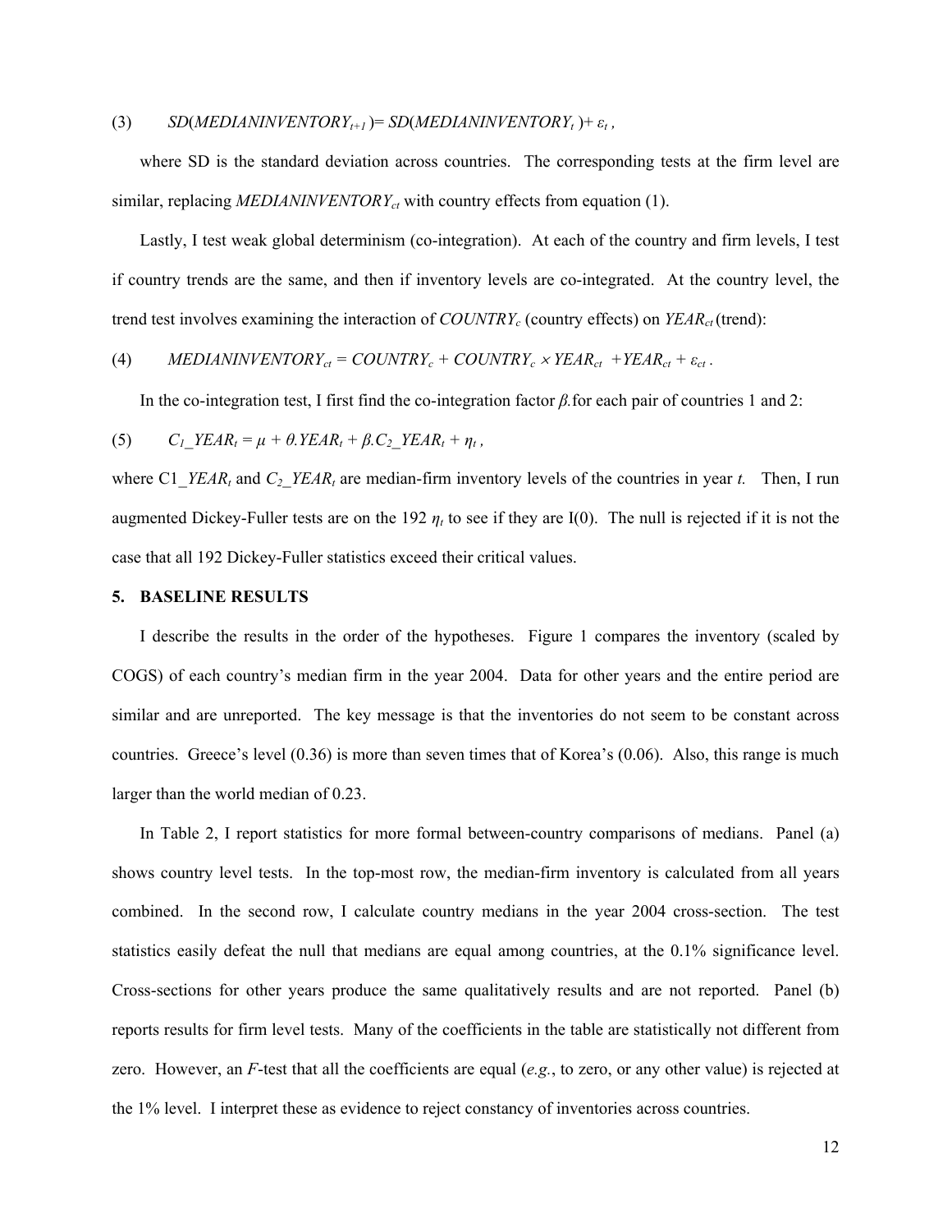(3) $\quad SD(MEDIANINVENTORY_{t+1}) = SD(MEDIANINVENTORY_t) + \varepsilon_t$ ,

where SD is the standard deviation across countries. The corresponding tests at the firm level are similar, replacing $MEDIANINVENTORY_{ct}$ with country effects from equation (1).

Lastly, I test weak global determinism (co-integration). At each of the country and firm levels, I test if country trends are the same, and then if inventory levels are co-integrated. At the country level, the trend test involves examining the interaction of $COUNTRY_c$ (country effects) on $YEAR_{ct}$ (trend):

(4) $\quad MEDIANINVENTORY_{ct} = COUNTRY_c + COUNTRY_c \times YEAR_{ct} + YEAR_{ct} + \varepsilon_{ct}$ .

In the co-integration test, I first find the co-integration factor $\beta$. for each pair of countries 1 and 2:

(5) $\quad C_1\_YEAR_t = \mu + \theta.YEAR_t + \beta.C_2\_YEAR_t + \eta_t$ ,

where C1_$YEAR_t$ and $C_2\_YEAR_t$ are median-firm inventory levels of the countries in year $t$. Then, I run augmented Dickey-Fuller tests are on the 192 $\eta_t$ to see if they are I(0). The null is rejected if it is not the case that all 192 Dickey-Fuller statistics exceed their critical values.

## 5. BASELINE RESULTS

I describe the results in the order of the hypotheses. Figure 1 compares the inventory (scaled by COGS) of each country's median firm in the year 2004. Data for other years and the entire period are similar and are unreported. The key message is that the inventories do not seem to be constant across countries. Greece's level (0.36) is more than seven times that of Korea's (0.06). Also, this range is much larger than the world median of 0.23.

In Table 2, I report statistics for more formal between-country comparisons of medians. Panel (a) shows country level tests. In the top-most row, the median-firm inventory is calculated from all years combined. In the second row, I calculate country medians in the year 2004 cross-section. The test statistics easily defeat the null that medians are equal among countries, at the 0.1% significance level. Cross-sections for other years produce the same qualitatively results and are not reported. Panel (b) reports results for firm level tests. Many of the coefficients in the table are statistically not different from zero. However, an $F$-test that all the coefficients are equal (*e.g.*, to zero, or any other value) is rejected at the 1% level. I interpret these as evidence to reject constancy of inventories across countries.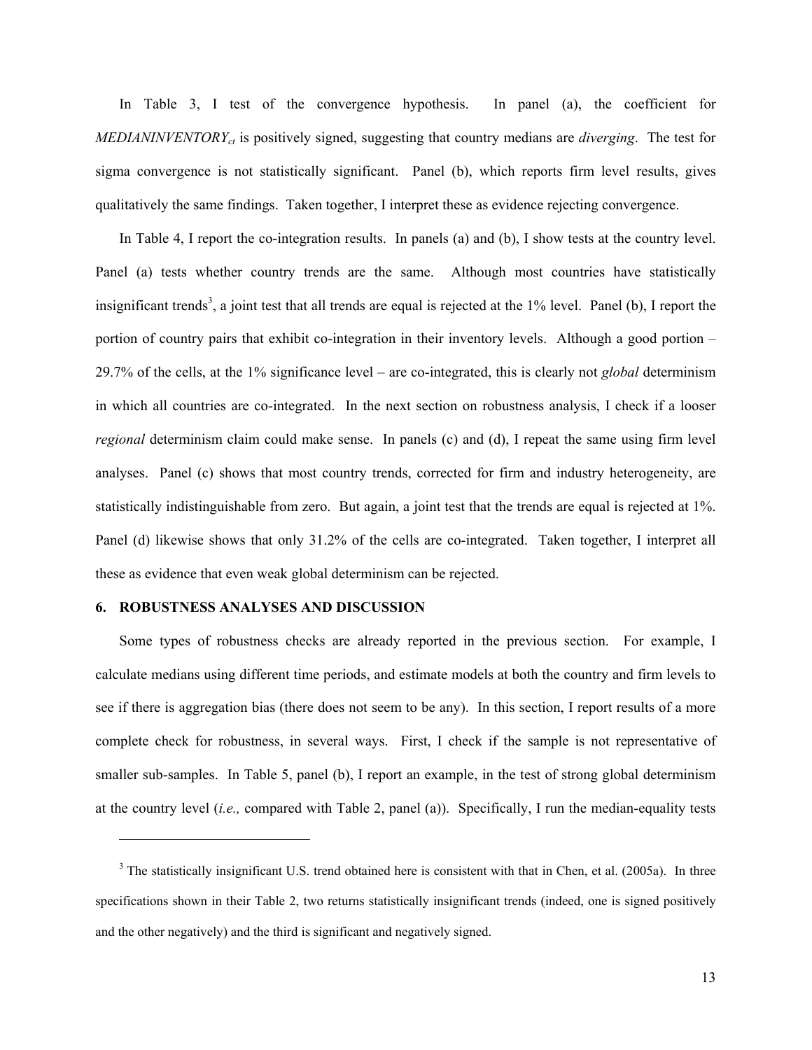In Table 3, I test of the convergence hypothesis. In panel (a), the coefficient for $MEDIANINVENTORY_{ct}$ is positively signed, suggesting that country medians are *diverging*. The test for sigma convergence is not statistically significant. Panel (b), which reports firm level results, gives qualitatively the same findings. Taken together, I interpret these as evidence rejecting convergence.

In Table 4, I report the co-integration results. In panels (a) and (b), I show tests at the country level. Panel (a) tests whether country trends are the same. Although most countries have statistically insignificant trends[3], a joint test that all trends are equal is rejected at the 1% level. Panel (b), I report the portion of country pairs that exhibit co-integration in their inventory levels. Although a good portion – 29.7% of the cells, at the 1% significance level – are co-integrated, this is clearly not *global* determinism in which all countries are co-integrated. In the next section on robustness analysis, I check if a looser *regional* determinism claim could make sense. In panels (c) and (d), I repeat the same using firm level analyses. Panel (c) shows that most country trends, corrected for firm and industry heterogeneity, are statistically indistinguishable from zero. But again, a joint test that the trends are equal is rejected at 1%. Panel (d) likewise shows that only 31.2% of the cells are co-integrated. Taken together, I interpret all these as evidence that even weak global determinism can be rejected.

## 6. ROBUSTNESS ANALYSES AND DISCUSSION

Some types of robustness checks are already reported in the previous section. For example, I calculate medians using different time periods, and estimate models at both the country and firm levels to see if there is aggregation bias (there does not seem to be any). In this section, I report results of a more complete check for robustness, in several ways. First, I check if the sample is not representative of smaller sub-samples. In Table 5, panel (b), I report an example, in the test of strong global determinism at the country level (*i.e.,* compared with Table 2, panel (a)). Specifically, I run the median-equality tests

---

[3] The statistically insignificant U.S. trend obtained here is consistent with that in Chen, et al. (2005a). In three specifications shown in their Table 2, two returns statistically insignificant trends (indeed, one is signed positively and the other negatively) and the third is significant and negatively signed.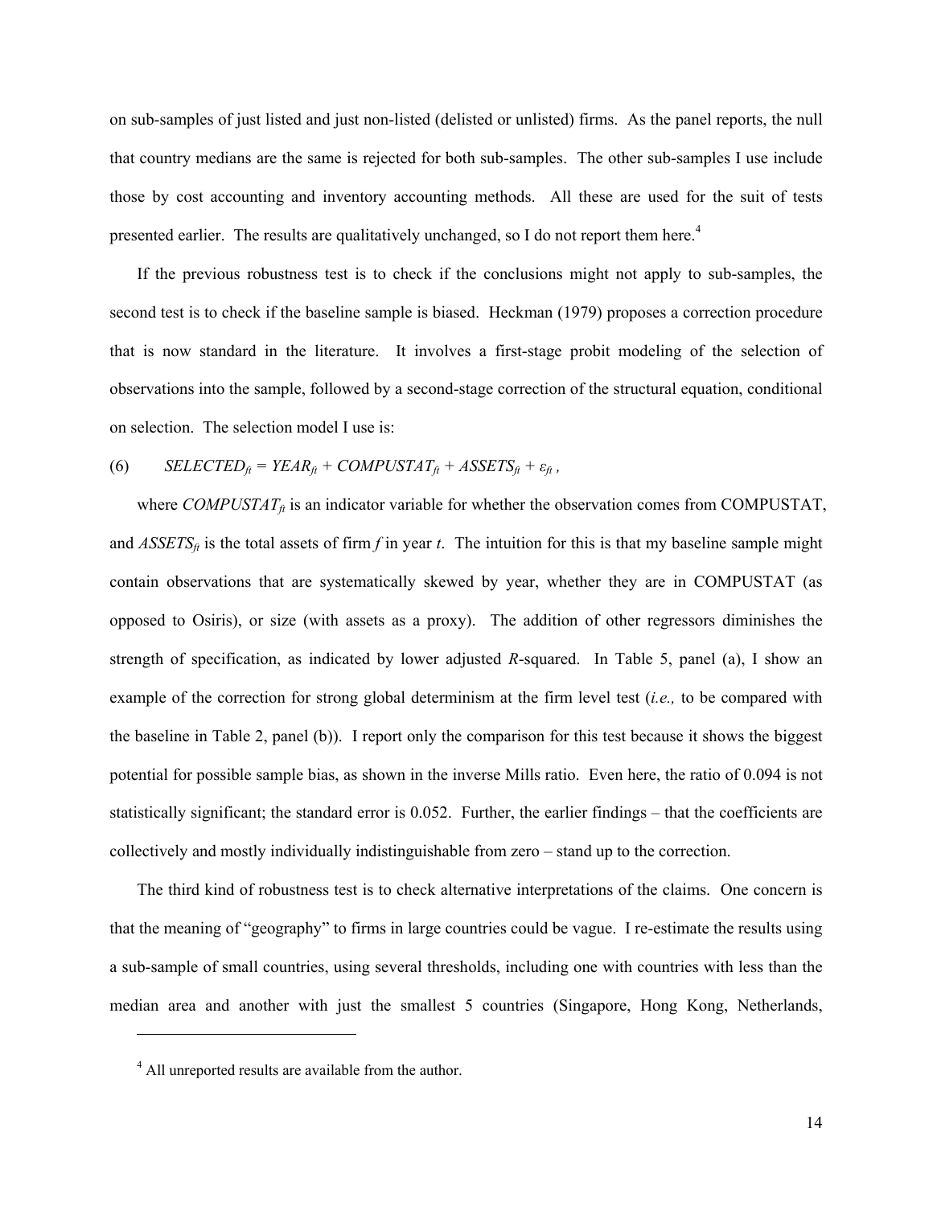on sub-samples of just listed and just non-listed (delisted or unlisted) firms. As the panel reports, the null that country medians are the same is rejected for both sub-samples. The other sub-samples I use include those by cost accounting and inventory accounting methods. All these are used for the suit of tests presented earlier. The results are qualitatively unchanged, so I do not report them here.[4]

If the previous robustness test is to check if the conclusions might not apply to sub-samples, the second test is to check if the baseline sample is biased. Heckman (1979) proposes a correction procedure that is now standard in the literature. It involves a first-stage probit modeling of the selection of observations into the sample, followed by a second-stage correction of the structural equation, conditional on selection. The selection model I use is:

$$(6) \qquad SELECTED_{ft} = YEAR_{ft} + COMPUSTAT_{ft} + ASSETS_{ft} + \varepsilon_{ft}\,,$$

where $COMPUSTAT_{ft}$ is an indicator variable for whether the observation comes from COMPUSTAT, and $ASSETS_{ft}$ is the total assets of firm $f$ in year $t$. The intuition for this is that my baseline sample might contain observations that are systematically skewed by year, whether they are in COMPUSTAT (as opposed to Osiris), or size (with assets as a proxy). The addition of other regressors diminishes the strength of specification, as indicated by lower adjusted $R$-squared. In Table 5, panel (a), I show an example of the correction for strong global determinism at the firm level test (*i.e.,* to be compared with the baseline in Table 2, panel (b)). I report only the comparison for this test because it shows the biggest potential for possible sample bias, as shown in the inverse Mills ratio. Even here, the ratio of 0.094 is not statistically significant; the standard error is 0.052. Further, the earlier findings – that the coefficients are collectively and mostly individually indistinguishable from zero – stand up to the correction.

The third kind of robustness test is to check alternative interpretations of the claims. One concern is that the meaning of "geography" to firms in large countries could be vague. I re-estimate the results using a sub-sample of small countries, using several thresholds, including one with countries with less than the median area and another with just the smallest 5 countries (Singapore, Hong Kong, Netherlands,

---

[4] All unreported results are available from the author.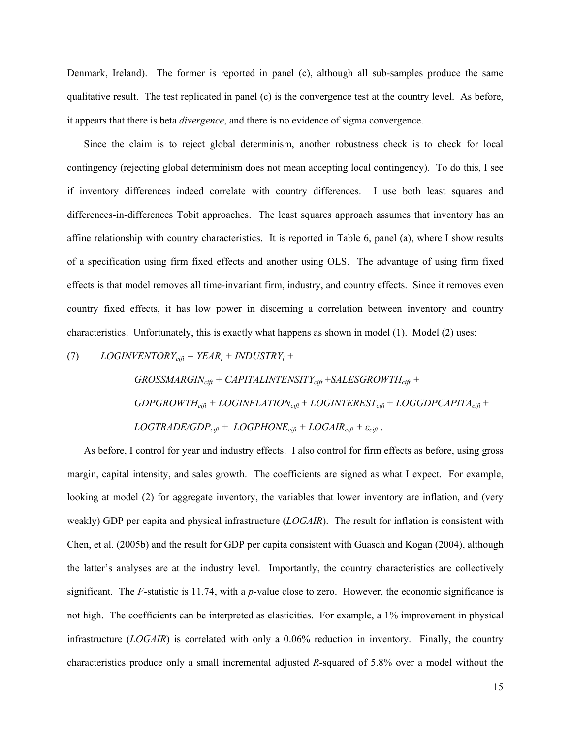Denmark, Ireland). The former is reported in panel (c), although all sub-samples produce the same qualitative result. The test replicated in panel (c) is the convergence test at the country level. As before, it appears that there is beta *divergence*, and there is no evidence of sigma convergence.

Since the claim is to reject global determinism, another robustness check is to check for local contingency (rejecting global determinism does not mean accepting local contingency). To do this, I see if inventory differences indeed correlate with country differences. I use both least squares and differences-in-differences Tobit approaches. The least squares approach assumes that inventory has an affine relationship with country characteristics. It is reported in Table 6, panel (a), where I show results of a specification using firm fixed effects and another using OLS. The advantage of using firm fixed effects is that model removes all time-invariant firm, industry, and country effects. Since it removes even country fixed effects, it has low power in discerning a correlation between inventory and country characteristics. Unfortunately, this is exactly what happens as shown in model (1). Model (2) uses:

$$(7) \qquad LOGINVENTORY_{cift} = YEAR_t + INDUSTRY_i + GROSSMARGIN_{cift} + CAPITALINTENSITY_{cift} + SALESGROWTH_{cift} + GDPGROWTH_{cift} + LOGINFLATION_{cift} + LOGINTEREST_{cift} + LOGGDPCAPITA_{cift} + LOGTRADE/GDP_{cift} + LOGPHONE_{cift} + LOGAIR_{cift} + \varepsilon_{cift} .$$

As before, I control for year and industry effects. I also control for firm effects as before, using gross margin, capital intensity, and sales growth. The coefficients are signed as what I expect. For example, looking at model (2) for aggregate inventory, the variables that lower inventory are inflation, and (very weakly) GDP per capita and physical infrastructure (*LOGAIR*). The result for inflation is consistent with Chen, et al. (2005b) and the result for GDP per capita consistent with Guasch and Kogan (2004), although the latter's analyses are at the industry level. Importantly, the country characteristics are collectively significant. The *F*-statistic is 11.74, with a *p*-value close to zero. However, the economic significance is not high. The coefficients can be interpreted as elasticities. For example, a 1% improvement in physical infrastructure (*LOGAIR*) is correlated with only a 0.06% reduction in inventory. Finally, the country characteristics produce only a small incremental adjusted *R*-squared of 5.8% over a model without the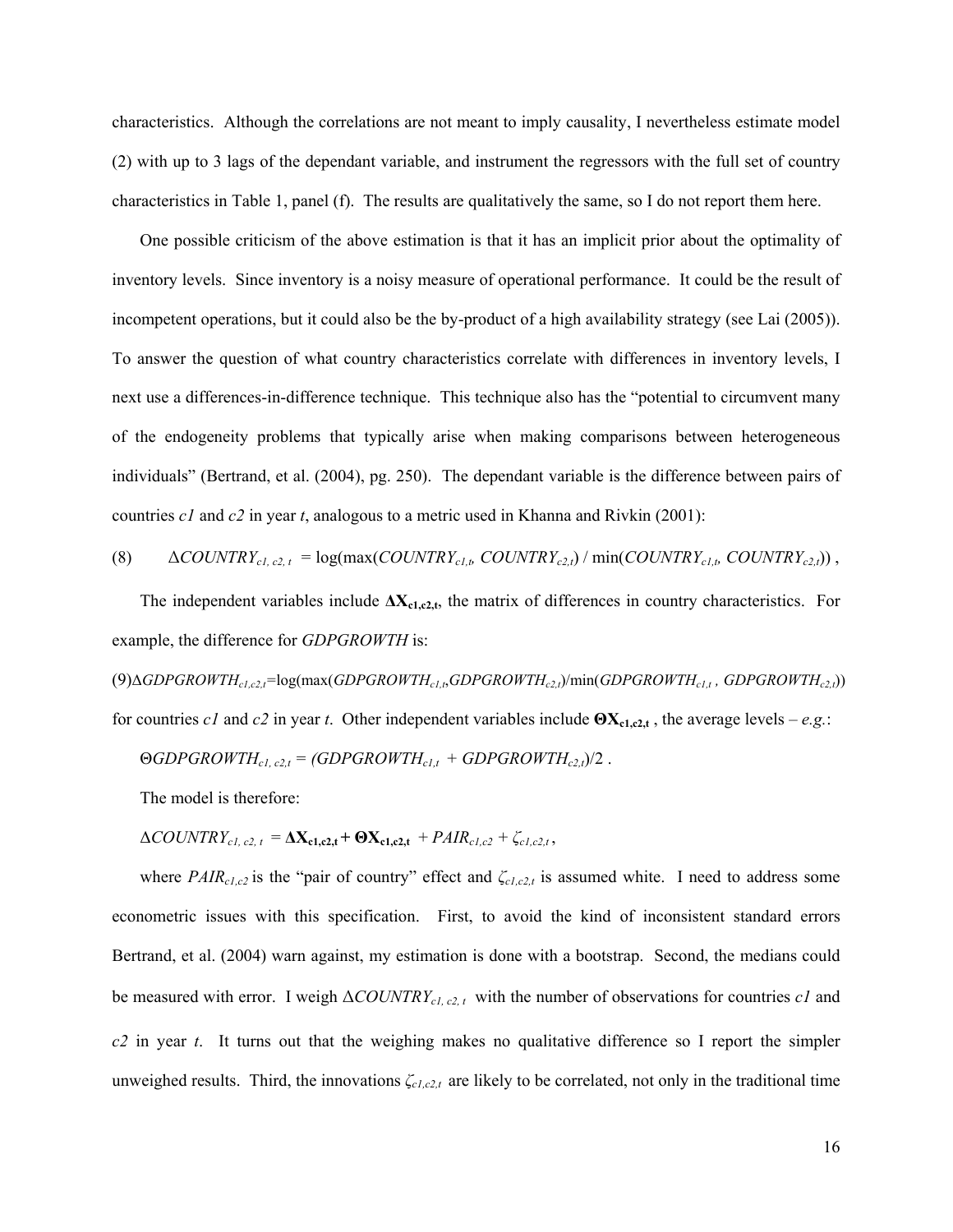characteristics. Although the correlations are not meant to imply causality, I nevertheless estimate model (2) with up to 3 lags of the dependant variable, and instrument the regressors with the full set of country characteristics in Table 1, panel (f). The results are qualitatively the same, so I do not report them here.

One possible criticism of the above estimation is that it has an implicit prior about the optimality of inventory levels. Since inventory is a noisy measure of operational performance. It could be the result of incompetent operations, but it could also be the by-product of a high availability strategy (see Lai (2005)). To answer the question of what country characteristics correlate with differences in inventory levels, I next use a differences-in-difference technique. This technique also has the "potential to circumvent many of the endogeneity problems that typically arise when making comparisons between heterogeneous individuals" (Bertrand, et al. (2004), pg. 250). The dependant variable is the difference between pairs of countries *c1* and *c2* in year *t*, analogous to a metric used in Khanna and Rivkin (2001):

$$(8) \qquad \Delta COUNTRY_{c1,\,c2,\,t} = \log(\max(COUNTRY_{c1,t},\ COUNTRY_{c2,t}) \,/\, \min(COUNTRY_{c1,t},\ COUNTRY_{c2,t}))\ ,$$

The independent variables include $\mathbf{\Delta X_{c1,c2,t}}$, the matrix of differences in country characteristics. For example, the difference for *GDPGROWTH* is:

$$(9)\ \Delta GDPGROWTH_{c1,c2,t} = \log(\max(GDPGROWTH_{c1,t}, GDPGROWTH_{c2,t})/\min(GDPGROWTH_{c1,t}\ ,\ GDPGROWTH_{c2,t}))$$

for countries *c1* and *c2* in year *t*. Other independent variables include $\mathbf{\Theta X_{c1,c2,t}}$ , the average levels – *e.g.*:

$$\Theta GDPGROWTH_{c1,\,c2,t} = (GDPGROWTH_{c1,t} + GDPGROWTH_{c2,t})/2\ .$$

The model is therefore:

$$\Delta COUNTRY_{c1,\,c2,\,t} = \mathbf{\Delta X_{c1,c2,t}} + \mathbf{\Theta X_{c1,c2,t}} + PAIR_{c1,c2} + \zeta_{c1,c2,t}\ ,$$

where $PAIR_{c1,c2}$ is the "pair of country" effect and $\zeta_{c1,c2,t}$ is assumed white. I need to address some econometric issues with this specification. First, to avoid the kind of inconsistent standard errors Bertrand, et al. (2004) warn against, my estimation is done with a bootstrap. Second, the medians could be measured with error. I weigh $\Delta COUNTRY_{c1,\,c2,\,t}$ with the number of observations for countries *c1* and *c2* in year *t*. It turns out that the weighing makes no qualitative difference so I report the simpler unweighed results. Third, the innovations $\zeta_{c1,c2,t}$ are likely to be correlated, not only in the traditional time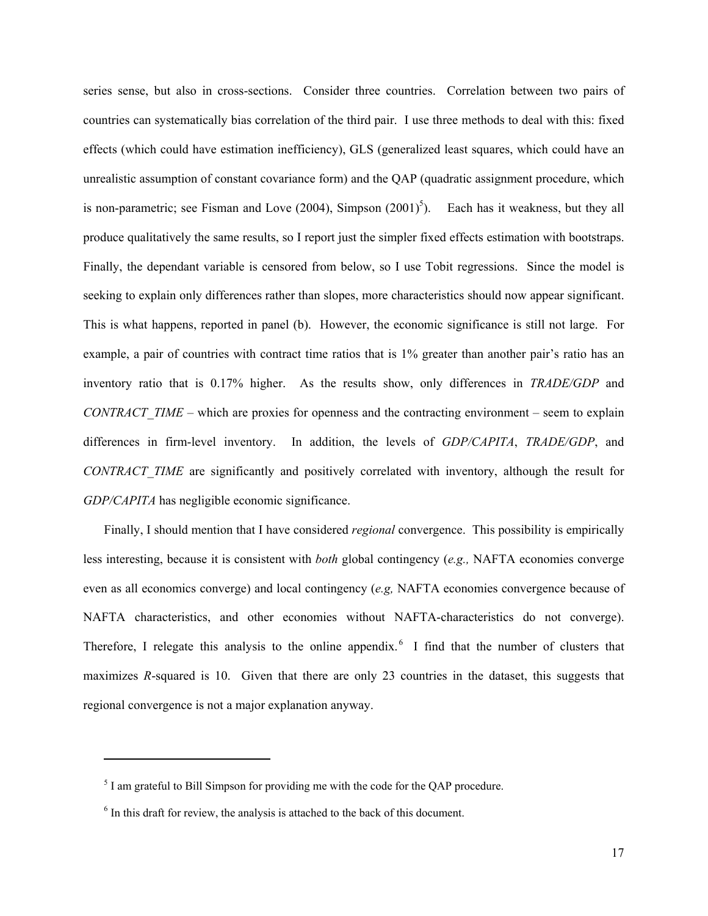series sense, but also in cross-sections. Consider three countries. Correlation between two pairs of countries can systematically bias correlation of the third pair. I use three methods to deal with this: fixed effects (which could have estimation inefficiency), GLS (generalized least squares, which could have an unrealistic assumption of constant covariance form) and the QAP (quadratic assignment procedure, which is non-parametric; see Fisman and Love (2004), Simpson (2001)[5]). Each has it weakness, but they all produce qualitatively the same results, so I report just the simpler fixed effects estimation with bootstraps. Finally, the dependant variable is censored from below, so I use Tobit regressions. Since the model is seeking to explain only differences rather than slopes, more characteristics should now appear significant. This is what happens, reported in panel (b). However, the economic significance is still not large. For example, a pair of countries with contract time ratios that is 1% greater than another pair's ratio has an inventory ratio that is 0.17% higher. As the results show, only differences in *TRADE/GDP* and *CONTRACT_TIME* – which are proxies for openness and the contracting environment – seem to explain differences in firm-level inventory. In addition, the levels of *GDP/CAPITA*, *TRADE/GDP*, and *CONTRACT_TIME* are significantly and positively correlated with inventory, although the result for *GDP/CAPITA* has negligible economic significance.

Finally, I should mention that I have considered *regional* convergence. This possibility is empirically less interesting, because it is consistent with *both* global contingency (*e.g.,* NAFTA economies converge even as all economics converge) and local contingency (*e.g,* NAFTA economies convergence because of NAFTA characteristics, and other economies without NAFTA-characteristics do not converge). Therefore, I relegate this analysis to the online appendix.[6] I find that the number of clusters that maximizes $R$-squared is 10. Given that there are only 23 countries in the dataset, this suggests that regional convergence is not a major explanation anyway.

---

[5] I am grateful to Bill Simpson for providing me with the code for the QAP procedure.

[6] In this draft for review, the analysis is attached to the back of this document.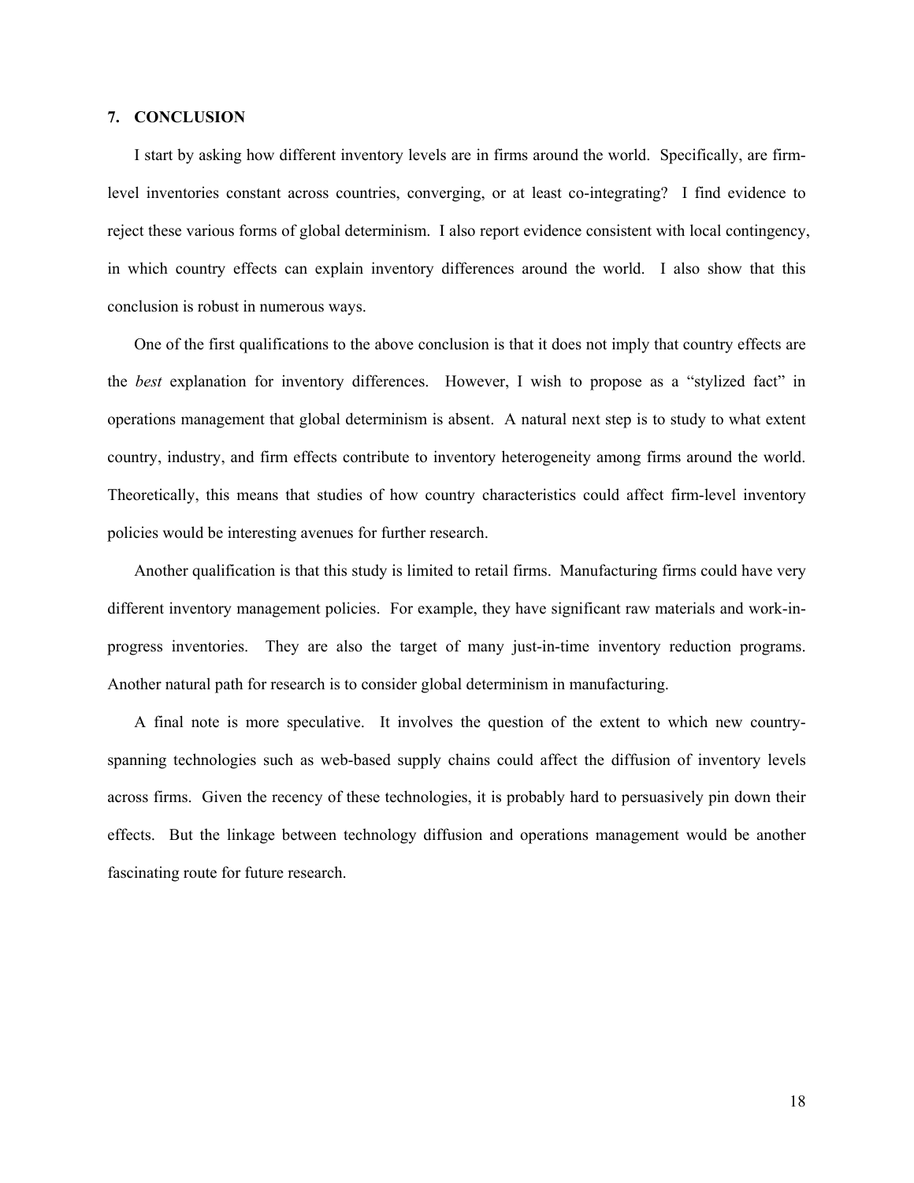## 7. CONCLUSION

I start by asking how different inventory levels are in firms around the world. Specifically, are firm-level inventories constant across countries, converging, or at least co-integrating? I find evidence to reject these various forms of global determinism. I also report evidence consistent with local contingency, in which country effects can explain inventory differences around the world. I also show that this conclusion is robust in numerous ways.

One of the first qualifications to the above conclusion is that it does not imply that country effects are the *best* explanation for inventory differences. However, I wish to propose as a "stylized fact" in operations management that global determinism is absent. A natural next step is to study to what extent country, industry, and firm effects contribute to inventory heterogeneity among firms around the world. Theoretically, this means that studies of how country characteristics could affect firm-level inventory policies would be interesting avenues for further research.

Another qualification is that this study is limited to retail firms. Manufacturing firms could have very different inventory management policies. For example, they have significant raw materials and work-in-progress inventories. They are also the target of many just-in-time inventory reduction programs. Another natural path for research is to consider global determinism in manufacturing.

A final note is more speculative. It involves the question of the extent to which new country-spanning technologies such as web-based supply chains could affect the diffusion of inventory levels across firms. Given the recency of these technologies, it is probably hard to persuasively pin down their effects. But the linkage between technology diffusion and operations management would be another fascinating route for future research.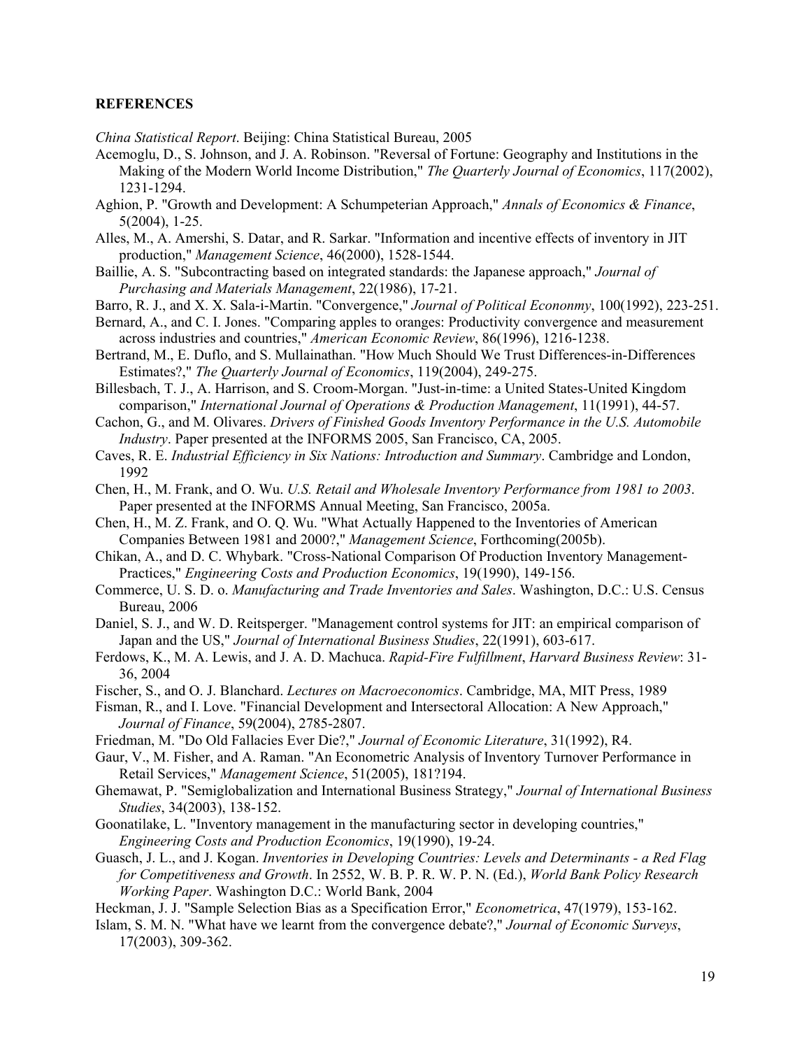**REFERENCES**

*China Statistical Report*. Beijing: China Statistical Bureau, 2005

Acemoglu, D., S. Johnson, and J. A. Robinson. "Reversal of Fortune: Geography and Institutions in the Making of the Modern World Income Distribution," *The Quarterly Journal of Economics*, 117(2002), 1231-1294.

Aghion, P. "Growth and Development: A Schumpeterian Approach," *Annals of Economics & Finance*, 5(2004), 1-25.

Alles, M., A. Amershi, S. Datar, and R. Sarkar. "Information and incentive effects of inventory in JIT production," *Management Science*, 46(2000), 1528-1544.

Baillie, A. S. "Subcontracting based on integrated standards: the Japanese approach," *Journal of Purchasing and Materials Management*, 22(1986), 17-21.

Barro, R. J., and X. X. Sala-i-Martin. "Convergence," *Journal of Political Econonmy*, 100(1992), 223-251.

Bernard, A., and C. I. Jones. "Comparing apples to oranges: Productivity convergence and measurement across industries and countries," *American Economic Review*, 86(1996), 1216-1238.

Bertrand, M., E. Duflo, and S. Mullainathan. "How Much Should We Trust Differences-in-Differences Estimates?," *The Quarterly Journal of Economics*, 119(2004), 249-275.

Billesbach, T. J., A. Harrison, and S. Croom-Morgan. "Just-in-time: a United States-United Kingdom comparison," *International Journal of Operations & Production Management*, 11(1991), 44-57.

Cachon, G., and M. Olivares. *Drivers of Finished Goods Inventory Performance in the U.S. Automobile Industry*. Paper presented at the INFORMS 2005, San Francisco, CA, 2005.

Caves, R. E. *Industrial Efficiency in Six Nations: Introduction and Summary*. Cambridge and London, 1992

Chen, H., M. Frank, and O. Wu. *U.S. Retail and Wholesale Inventory Performance from 1981 to 2003*. Paper presented at the INFORMS Annual Meeting, San Francisco, 2005a.

Chen, H., M. Z. Frank, and O. Q. Wu. "What Actually Happened to the Inventories of American Companies Between 1981 and 2000?," *Management Science*, Forthcoming(2005b).

Chikan, A., and D. C. Whybark. "Cross-National Comparison Of Production Inventory Management-Practices," *Engineering Costs and Production Economics*, 19(1990), 149-156.

Commerce, U. S. D. o. *Manufacturing and Trade Inventories and Sales*. Washington, D.C.: U.S. Census Bureau, 2006

Daniel, S. J., and W. D. Reitsperger. "Management control systems for JIT: an empirical comparison of Japan and the US," *Journal of International Business Studies*, 22(1991), 603-617.

Ferdows, K., M. A. Lewis, and J. A. D. Machuca. *Rapid-Fire Fulfillment*, *Harvard Business Review*: 31-36, 2004

Fischer, S., and O. J. Blanchard. *Lectures on Macroeconomics*. Cambridge, MA, MIT Press, 1989

Fisman, R., and I. Love. "Financial Development and Intersectoral Allocation: A New Approach," *Journal of Finance*, 59(2004), 2785-2807.

Friedman, M. "Do Old Fallacies Ever Die?," *Journal of Economic Literature*, 31(1992), R4.

Gaur, V., M. Fisher, and A. Raman. "An Econometric Analysis of Inventory Turnover Performance in Retail Services," *Management Science*, 51(2005), 181?194.

Ghemawat, P. "Semiglobalization and International Business Strategy," *Journal of International Business Studies*, 34(2003), 138-152.

Goonatilake, L. "Inventory management in the manufacturing sector in developing countries," *Engineering Costs and Production Economics*, 19(1990), 19-24.

Guasch, J. L., and J. Kogan. *Inventories in Developing Countries: Levels and Determinants - a Red Flag for Competitiveness and Growth*. In 2552, W. B. P. R. W. P. N. (Ed.), *World Bank Policy Research Working Paper*. Washington D.C.: World Bank, 2004

Heckman, J. J. "Sample Selection Bias as a Specification Error," *Econometrica*, 47(1979), 153-162.

Islam, S. M. N. "What have we learnt from the convergence debate?," *Journal of Economic Surveys*, 17(2003), 309-362.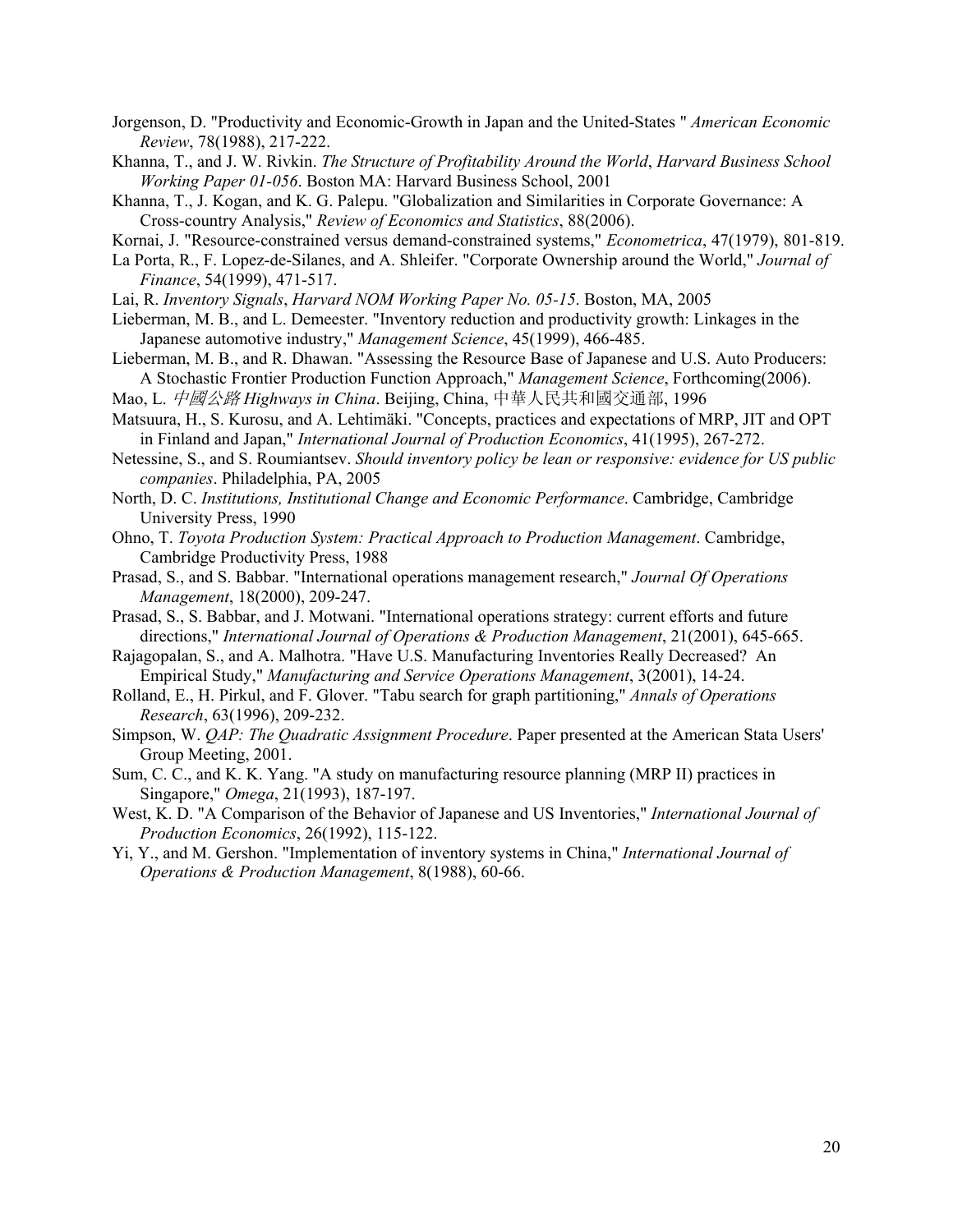Jorgenson, D. "Productivity and Economic-Growth in Japan and the United-States " *American Economic Review*, 78(1988), 217-222.

Khanna, T., and J. W. Rivkin. *The Structure of Profitability Around the World*, *Harvard Business School Working Paper 01-056*. Boston MA: Harvard Business School, 2001

Khanna, T., J. Kogan, and K. G. Palepu. "Globalization and Similarities in Corporate Governance: A Cross-country Analysis," *Review of Economics and Statistics*, 88(2006).

Kornai, J. "Resource-constrained versus demand-constrained systems," *Econometrica*, 47(1979), 801-819.

La Porta, R., F. Lopez-de-Silanes, and A. Shleifer. "Corporate Ownership around the World," *Journal of Finance*, 54(1999), 471-517.

Lai, R. *Inventory Signals*, *Harvard NOM Working Paper No. 05-15*. Boston, MA, 2005

Lieberman, M. B., and L. Demeester. "Inventory reduction and productivity growth: Linkages in the Japanese automotive industry," *Management Science*, 45(1999), 466-485.

Lieberman, M. B., and R. Dhawan. "Assessing the Resource Base of Japanese and U.S. Auto Producers: A Stochastic Frontier Production Function Approach," *Management Science*, Forthcoming(2006).

Mao, L. *中國公路 Highways in China*. Beijing, China, 中華人民共和國交通部, 1996

Matsuura, H., S. Kurosu, and A. Lehtimäki. "Concepts, practices and expectations of MRP, JIT and OPT in Finland and Japan," *International Journal of Production Economics*, 41(1995), 267-272.

Netessine, S., and S. Roumiantsev. *Should inventory policy be lean or responsive: evidence for US public companies*. Philadelphia, PA, 2005

North, D. C. *Institutions, Institutional Change and Economic Performance*. Cambridge, Cambridge University Press, 1990

Ohno, T. *Toyota Production System: Practical Approach to Production Management*. Cambridge, Cambridge Productivity Press, 1988

Prasad, S., and S. Babbar. "International operations management research," *Journal Of Operations Management*, 18(2000), 209-247.

Prasad, S., S. Babbar, and J. Motwani. "International operations strategy: current efforts and future directions," *International Journal of Operations & Production Management*, 21(2001), 645-665.

Rajagopalan, S., and A. Malhotra. "Have U.S. Manufacturing Inventories Really Decreased? An Empirical Study," *Manufacturing and Service Operations Management*, 3(2001), 14-24.

Rolland, E., H. Pirkul, and F. Glover. "Tabu search for graph partitioning," *Annals of Operations Research*, 63(1996), 209-232.

Simpson, W. *QAP: The Quadratic Assignment Procedure*. Paper presented at the American Stata Users' Group Meeting, 2001.

Sum, C. C., and K. K. Yang. "A study on manufacturing resource planning (MRP II) practices in Singapore," *Omega*, 21(1993), 187-197.

West, K. D. "A Comparison of the Behavior of Japanese and US Inventories," *International Journal of Production Economics*, 26(1992), 115-122.

Yi, Y., and M. Gershon. "Implementation of inventory systems in China," *International Journal of Operations & Production Management*, 8(1988), 60-66.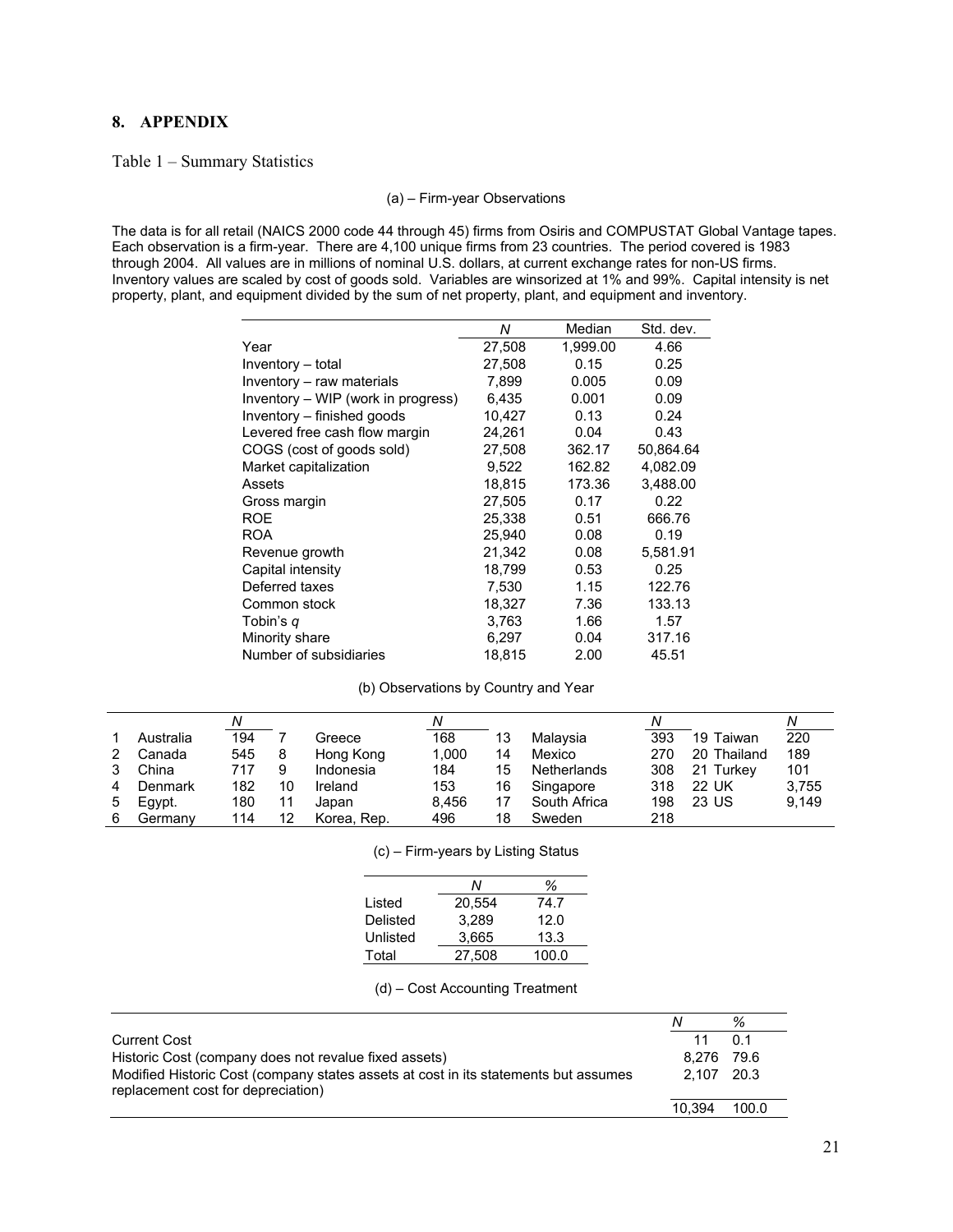# 8. APPENDIX

Table 1 – Summary Statistics

(a) – Firm-year Observations

The data is for all retail (NAICS 2000 code 44 through 45) firms from Osiris and COMPUSTAT Global Vantage tapes. Each observation is a firm-year. There are 4,100 unique firms from 23 countries. The period covered is 1983 through 2004. All values are in millions of nominal U.S. dollars, at current exchange rates for non-US firms. Inventory values are scaled by cost of goods sold. Variables are winsorized at 1% and 99%. Capital intensity is net property, plant, and equipment divided by the sum of net property, plant, and equipment and inventory.

| | *N* | Median | Std. dev. |
|---|---|---|---|
| Year | 27,508 | 1,999.00 | 4.66 |
| Inventory – total | 27,508 | 0.15 | 0.25 |
| Inventory – raw materials | 7,899 | 0.005 | 0.09 |
| Inventory – WIP (work in progress) | 6,435 | 0.001 | 0.09 |
| Inventory – finished goods | 10,427 | 0.13 | 0.24 |
| Levered free cash flow margin | 24,261 | 0.04 | 0.43 |
| COGS (cost of goods sold) | 27,508 | 362.17 | 50,864.64 |
| Market capitalization | 9,522 | 162.82 | 4,082.09 |
| Assets | 18,815 | 173.36 | 3,488.00 |
| Gross margin | 27,505 | 0.17 | 0.22 |
| ROE | 25,338 | 0.51 | 666.76 |
| ROA | 25,940 | 0.08 | 0.19 |
| Revenue growth | 21,342 | 0.08 | 5,581.91 |
| Capital intensity | 18,799 | 0.53 | 0.25 |
| Deferred taxes | 7,530 | 1.15 | 122.76 |
| Common stock | 18,327 | 7.36 | 133.13 |
| Tobin's *q* | 3,763 | 1.66 | 1.57 |
| Minority share | 6,297 | 0.04 | 317.16 |
| Number of subsidiaries | 18,815 | 2.00 | 45.51 |

(b) Observations by Country and Year

| | | *N* | | | *N* | | | *N* | | | *N* |
|---|---|---|---|---|---|---|---|---|---|---|---|
| 1 | Australia | 194 | 7 | Greece | 168 | 13 | Malaysia | 393 | 19 | Taiwan | 220 |
| 2 | Canada | 545 | 8 | Hong Kong | 1,000 | 14 | Mexico | 270 | 20 | Thailand | 189 |
| 3 | China | 717 | 9 | Indonesia | 184 | 15 | Netherlands | 308 | 21 | Turkey | 101 |
| 4 | Denmark | 182 | 10 | Ireland | 153 | 16 | Singapore | 318 | 22 | UK | 3,755 |
| 5 | Egypt. | 180 | 11 | Japan | 8,456 | 17 | South Africa | 198 | 23 | US | 9,149 |
| 6 | Germany | 114 | 12 | Korea, Rep. | 496 | 18 | Sweden | 218 | | | |

(c) – Firm-years by Listing Status

| | *N* | % |
|---|---|---|
| Listed | 20,554 | 74.7 |
| Delisted | 3,289 | 12.0 |
| Unlisted | 3,665 | 13.3 |
| Total | 27,508 | 100.0 |

(d) – Cost Accounting Treatment

| | *N* | % |
|---|---|---|
| Current Cost | 11 | 0.1 |
| Historic Cost (company does not revalue fixed assets) | 8,276 | 79.6 |
| Modified Historic Cost (company states assets at cost in its statements but assumes replacement cost for depreciation) | 2,107 | 20.3 |
| | 10,394 | 100.0 |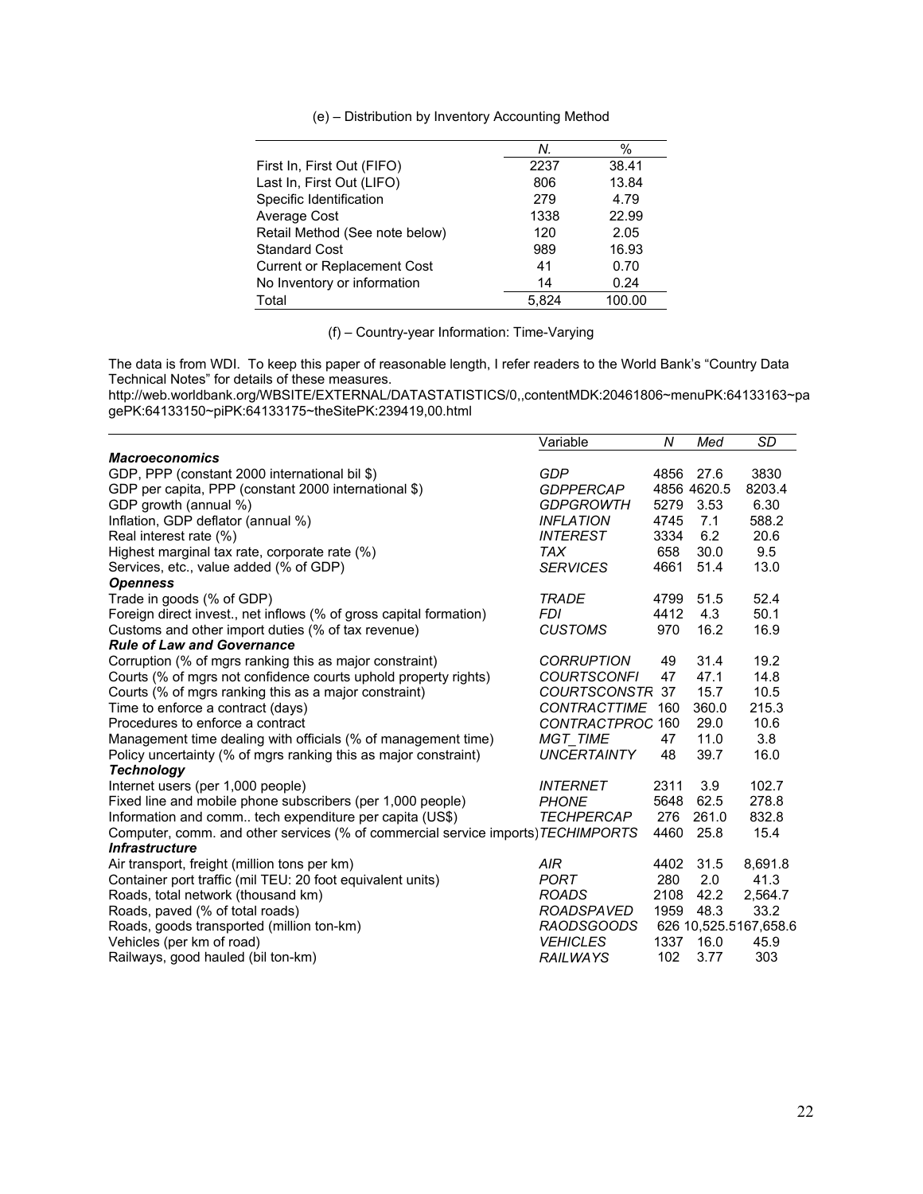(e) – Distribution by Inventory Accounting Method

| | N. | % |
|---|---|---|
| First In, First Out (FIFO) | 2237 | 38.41 |
| Last In, First Out (LIFO) | 806 | 13.84 |
| Specific Identification | 279 | 4.79 |
| Average Cost | 1338 | 22.99 |
| Retail Method (See note below) | 120 | 2.05 |
| Standard Cost | 989 | 16.93 |
| Current or Replacement Cost | 41 | 0.70 |
| No Inventory or information | 14 | 0.24 |
| Total | 5,824 | 100.00 |

(f) – Country-year Information: Time-Varying

The data is from WDI. To keep this paper of reasonable length, I refer readers to the World Bank's "Country Data Technical Notes" for details of these measures.
http://web.worldbank.org/WBSITE/EXTERNAL/DATASTATISTICS/0,,contentMDK:20461806~menuPK:64133163~pagePK:64133150~piPK:64133175~theSitePK:239419,00.html

| | Variable | N | Med | SD |
|---|---|---|---|---|
| ***Macroeconomics*** | | | | |
| GDP, PPP (constant 2000 international bil $) | *GDP* | 4856 | 27.6 | 3830 |
| GDP per capita, PPP (constant 2000 international $) | *GDPPERCAP* | 4856 | 4620.5 | 8203.4 |
| GDP growth (annual %) | *GDPGROWTH* | 5279 | 3.53 | 6.30 |
| Inflation, GDP deflator (annual %) | *INFLATION* | 4745 | 7.1 | 588.2 |
| Real interest rate (%) | *INTEREST* | 3334 | 6.2 | 20.6 |
| Highest marginal tax rate, corporate rate (%) | *TAX* | 658 | 30.0 | 9.5 |
| Services, etc., value added (% of GDP) | *SERVICES* | 4661 | 51.4 | 13.0 |
| ***Openness*** | | | | |
| Trade in goods (% of GDP) | *TRADE* | 4799 | 51.5 | 52.4 |
| Foreign direct invest., net inflows (% of gross capital formation) | *FDI* | 4412 | 4.3 | 50.1 |
| Customs and other import duties (% of tax revenue) | *CUSTOMS* | 970 | 16.2 | 16.9 |
| ***Rule of Law and Governance*** | | | | |
| Corruption (% of mgrs ranking this as major constraint) | *CORRUPTION* | 49 | 31.4 | 19.2 |
| Courts (% of mgrs not confidence courts uphold property rights) | *COURTSCONFI* | 47 | 47.1 | 14.8 |
| Courts (% of mgrs ranking this as a major constraint) | *COURTSCONSTR* | 37 | 15.7 | 10.5 |
| Time to enforce a contract (days) | *CONTRACTTIME* | 160 | 360.0 | 215.3 |
| Procedures to enforce a contract | *CONTRACTPROC* | 160 | 29.0 | 10.6 |
| Management time dealing with officials (% of management time) | *MGT_TIME* | 47 | 11.0 | 3.8 |
| Policy uncertainty (% of mgrs ranking this as major constraint) | *UNCERTAINTY* | 48 | 39.7 | 16.0 |
| ***Technology*** | | | | |
| Internet users (per 1,000 people) | *INTERNET* | 2311 | 3.9 | 102.7 |
| Fixed line and mobile phone subscribers (per 1,000 people) | *PHONE* | 5648 | 62.5 | 278.8 |
| Information and comm.. tech expenditure per capita (US$) | *TECHPERCAP* | 276 | 261.0 | 832.8 |
| Computer, comm. and other services (% of commercial service imports) | *TECHIMPORTS* | 4460 | 25.8 | 15.4 |
| ***Infrastructure*** | | | | |
| Air transport, freight (million tons per km) | *AIR* | 4402 | 31.5 | 8,691.8 |
| Container port traffic (mil TEU: 20 foot equivalent units) | *PORT* | 280 | 2.0 | 41.3 |
| Roads, total network (thousand km) | *ROADS* | 2108 | 42.2 | 2,564.7 |
| Roads, paved (% of total roads) | *ROADSPAVED* | 1959 | 48.3 | 33.2 |
| Roads, goods transported (million ton-km) | *RAODSGOODS* | 626 | 10,525.5 | 167,658.6 |
| Vehicles (per km of road) | *VEHICLES* | 1337 | 16.0 | 45.9 |
| Railways, good hauled (bil ton-km) | *RAILWAYS* | 102 | 3.77 | 303 |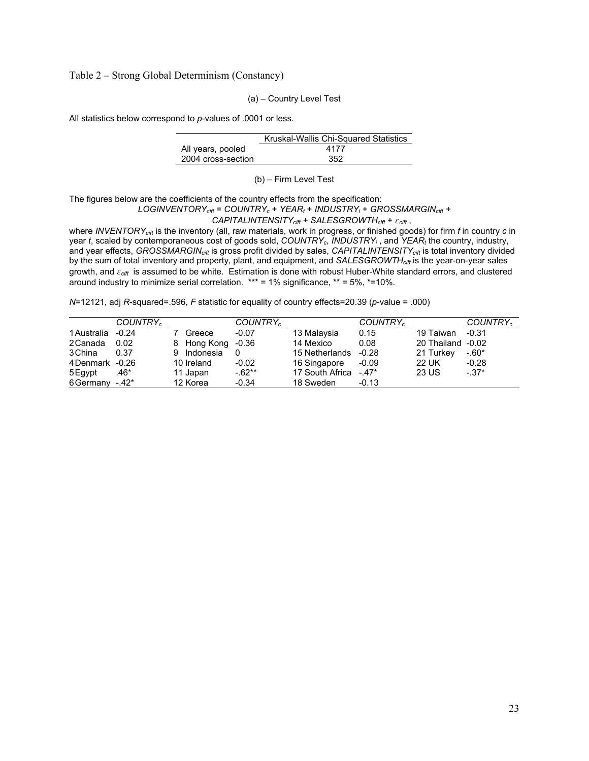Table 2 – Strong Global Determinism (Constancy)

(a) – Country Level Test

All statistics below correspond to *p*-values of .0001 or less.

| | Kruskal-Wallis Chi-Squared Statistics |
|---|---|
| All years, pooled | 4177 |
| 2004 cross-section | 352 |

(b) – Firm Level Test

The figures below are the coefficients of the country effects from the specification:

$$LOGINVENTORY_{cift} = COUNTRY_c + YEAR_t + INDUSTRY_i + GROSSMARGIN_{cift} + CAPITALINTENSITY_{cift} + SALESGROWTH_{cift} + \varepsilon_{cift},$$

where $INVENTORY_{cift}$ is the inventory (all, raw materials, work in progress, or finished goods) for firm *f* in country *c* in year *t*, scaled by contemporaneous cost of goods sold, $COUNTRY_c$, $INDUSTRY_i$, and $YEAR_t$ the country, industry, and year effects, $GROSSMARGIN_{cift}$ is gross profit divided by sales, $CAPITALINTENSITY_{cift}$ is total inventory divided by the sum of total inventory and property, plant, and equipment, and $SALESGROWTH_{cift}$ is the year-on-year sales growth, and $\varepsilon_{cift}$ is assumed to be white. Estimation is done with robust Huber-White standard errors, and clustered around industry to minimize serial correlation. *** = 1% significance, ** = 5%, *=10%.

$N$=12121, adj $R$-squared=.596, $F$ statistic for equality of country effects=20.39 ($p$-value = .000)

| | $COUNTRY_c$ | | $COUNTRY_c$ | | $COUNTRY_c$ | | $COUNTRY_c$ |
|---|---|---|---|---|---|---|---|
| 1 Australia | -0.24 | 7 Greece | -0.07 | 13 Malaysia | 0.15 | 19 Taiwan | -0.31 |
| 2 Canada | 0.02 | 8 Hong Kong | -0.36 | 14 Mexico | 0.08 | 20 Thailand | -0.02 |
| 3 China | 0.37 | 9 Indonesia | 0 | 15 Netherlands | -0.28 | 21 Turkey | -.60* |
| 4 Denmark | -0.26 | 10 Ireland | -0.02 | 16 Singapore | -0.09 | 22 UK | -0.28 |
| 5 Egypt | .46* | 11 Japan | -.62** | 17 South Africa | -.47* | 23 US | -.37* |
| 6 Germany | -.42* | 12 Korea | -0.34 | 18 Sweden | -0.13 | | |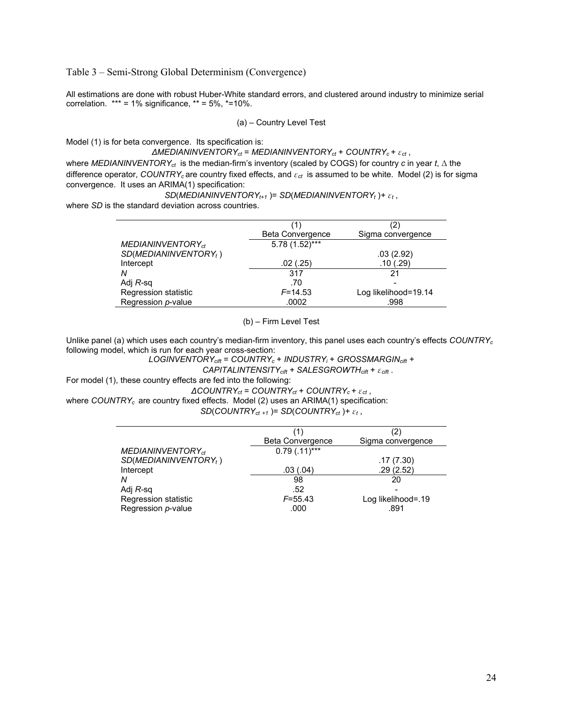Table 3 – Semi-Strong Global Determinism (Convergence)

All estimations are done with robust Huber-White standard errors, and clustered around industry to minimize serial correlation. *** = 1% significance, ** = 5%, *=10%.

(a) – Country Level Test

Model (1) is for beta convergence. Its specification is:

$$\Delta MEDIANINVENTORY_{ct} = MEDIANINVENTORY_{ct} + COUNTRY_c + \varepsilon_{ct} \ ,$$

where $MEDIANINVENTORY_{ct}$ is the median-firm's inventory (scaled by COGS) for country $c$ in year $t$, $\Delta$ the difference operator, $COUNTRY_c$ are country fixed effects, and $\varepsilon_{ct}$ is assumed to be white. Model (2) is for sigma convergence. It uses an ARIMA(1) specification:

$$SD(MEDIANINVENTORY_{t+1}) = SD(MEDIANINVENTORY_t) + \varepsilon_t \ ,$$

where *SD* is the standard deviation across countries.

| | (1)<br>Beta Convergence | (2)<br>Sigma convergence |
|---|---|---|
| $MEDIANINVENTORY_{ct}$ | 5.78 (1.52)*** | |
| $SD(MEDIANINVENTORY_t)$ | | .03 (2.92) |
| Intercept | .02 (.25) | .10 (.29) |
| *N* | 317 | 21 |
| Adj *R*-sq | .70 | - |
| Regression statistic | *F*=14.53 | Log likelihood=19.14 |
| Regression *p*-value | .0002 | .998 |

(b) – Firm Level Test

Unlike panel (a) which uses each country's median-firm inventory, this panel uses each country's effects $COUNTRY_c$ following model, which is run for each year cross-section:

$$LOGINVENTORY_{cift} = COUNTRY_c + INDUSTRY_i + GROSSMARGIN_{cift} + CAPITALINTENSITY_{cift} + SALESGROWTH_{cift} + \varepsilon_{cift} \ .$$

For model (1), these country effects are fed into the following:

$$\Delta COUNTRY_{ct} = COUNTRY_{ct} + COUNTRY_c + \varepsilon_{ct} \ ,$$

where $COUNTRY_c$ are country fixed effects. Model (2) uses an ARIMA(1) specification:

$$SD(COUNTRY_{ct+1}) = SD(COUNTRY_{ct}) + \varepsilon_t \ ,$$

| | (1)<br>Beta Convergence | (2)<br>Sigma convergence |
|---|---|---|
| $MEDIANINVENTORY_{ct}$ | 0.79 (.11)*** | |
| $SD(MEDIANINVENTORY_t)$ | | .17 (7.30) |
| Intercept | .03 (.04) | .29 (2.52) |
| *N* | 98 | 20 |
| Adj *R*-sq | .52 | - |
| Regression statistic | *F*=55.43 | Log likelihood=.19 |
| Regression *p*-value | .000 | .891 |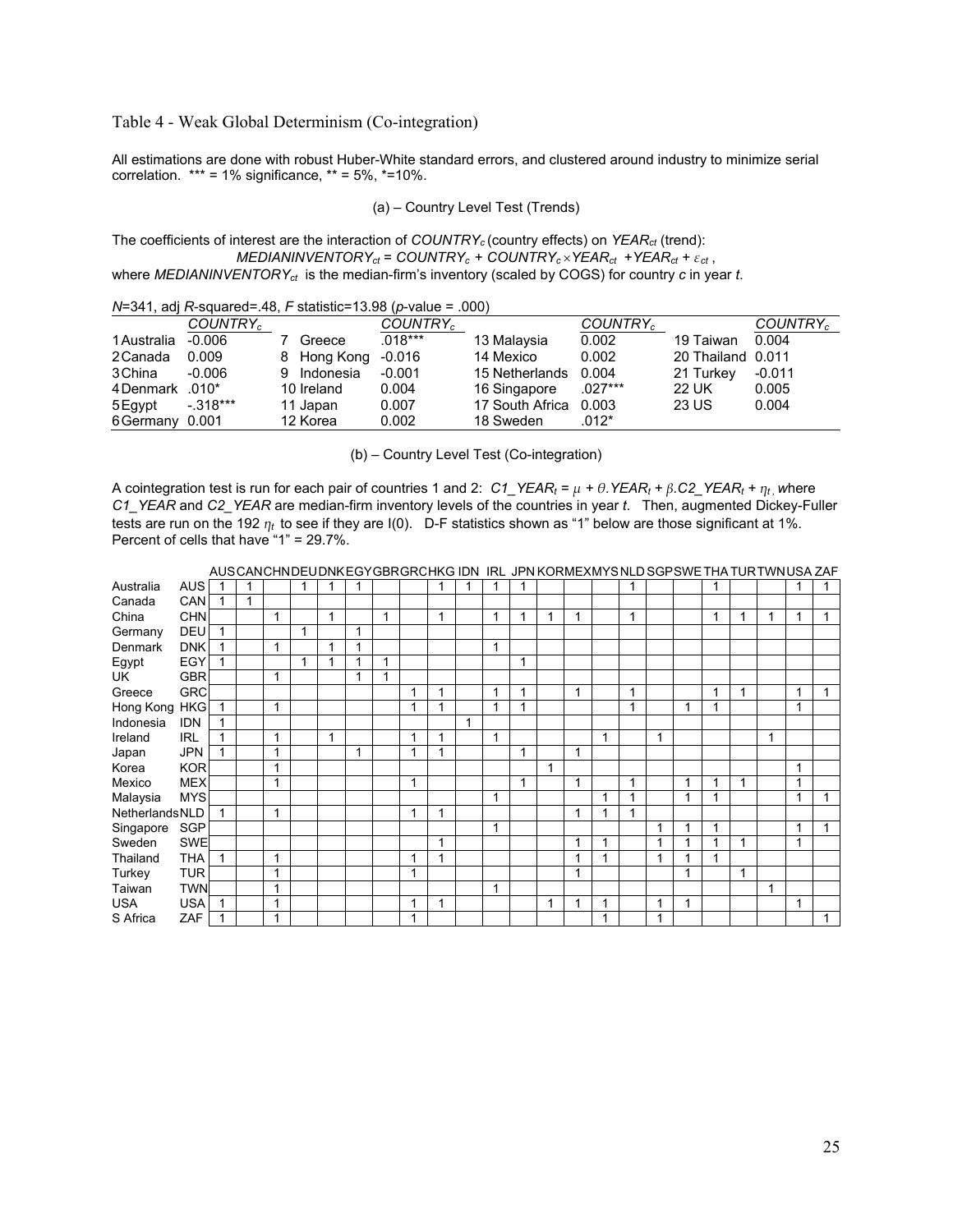Table 4 - Weak Global Determinism (Co-integration)

All estimations are done with robust Huber-White standard errors, and clustered around industry to minimize serial correlation. *** = 1% significance, ** = 5%, *=10%.

(a) – Country Level Test (Trends)

The coefficients of interest are the interaction of $COUNTRY_c$ (country effects) on $YEAR_{ct}$ (trend):

$$MEDIANINVENTORY_{ct} = COUNTRY_c + COUNTRY_c \times YEAR_{ct} + YEAR_{ct} + \varepsilon_{ct},$$

where $MEDIANINVENTORY_{ct}$ is the median-firm's inventory (scaled by COGS) for country $c$ in year $t$.

$N$=341, adj $R$-squared=.48, $F$ statistic=13.98 ($p$-value = .000)

| | $COUNTRY_c$ | | $COUNTRY_c$ | | $COUNTRY_c$ | | $COUNTRY_c$ |
|---|---|---|---|---|---|---|---|
| 1 Australia | -0.006 | 7 Greece | .018*** | 13 Malaysia | 0.002 | 19 Taiwan | 0.004 |
| 2 Canada | 0.009 | 8 Hong Kong | -0.016 | 14 Mexico | 0.002 | 20 Thailand | 0.011 |
| 3 China | -0.006 | 9 Indonesia | -0.001 | 15 Netherlands | 0.004 | 21 Turkey | -0.011 |
| 4 Denmark | .010* | 10 Ireland | 0.004 | 16 Singapore | .027*** | 22 UK | 0.005 |
| 5 Egypt | -.318*** | 11 Japan | 0.007 | 17 South Africa | 0.003 | 23 US | 0.004 |
| 6 Germany | 0.001 | 12 Korea | 0.002 | 18 Sweden | .012* | | |

(b) – Country Level Test (Co-integration)

A cointegration test is run for each pair of countries 1 and 2: $C1\_YEAR_t = \mu + \theta.YEAR_t + \beta.C2\_YEAR_t + \eta_t$, where $C1\_YEAR$ and $C2\_YEAR$ are median-firm inventory levels of the countries in year $t$. Then, augmented Dickey-Fuller tests are run on the 192 $\eta_t$ to see if they are I(0). D-F statistics shown as "1" below are those significant at 1%. Percent of cells that have "1" = 29.7%.

| | | AUS | CAN | CHN | DEU | DNK | EGY | GBR | GRC | HKG | IDN | IRL | JPN | KOR | MEX | MYS | NLD | SGP | SWE | THA | TUR | TWN | USA | ZAF |
|---|---|---|---|---|---|---|---|---|---|---|---|---|---|---|---|---|---|---|---|---|---|---|---|---|
| Australia | AUS | 1 | 1 | | 1 | 1 | 1 | | | 1 | 1 | 1 | 1 | | | | 1 | | | 1 | | | 1 | 1 |
| Canada | CAN | 1 | 1 | | | | | | | | | | | | | | | | | | | | | |
| China | CHN | | | 1 | | 1 | | 1 | | 1 | | 1 | 1 | 1 | 1 | | 1 | | | 1 | 1 | 1 | 1 | 1 |
| Germany | DEU | 1 | | | 1 | | 1 | | | | | | | | | | | | | | | | | |
| Denmark | DNK | 1 | | 1 | | 1 | 1 | | | | | 1 | | | | | | | | | | | | |
| Egypt | EGY | 1 | | | 1 | 1 | 1 | 1 | | | | | 1 | | | | | | | | | | | |
| UK | GBR | | | 1 | | | 1 | 1 | | | | | | | | | | | | | | | | |
| Greece | GRC | | | | | | | | 1 | 1 | | 1 | 1 | | 1 | | 1 | | | 1 | 1 | | 1 | 1 |
| Hong Kong | HKG | 1 | | 1 | | | | | 1 | 1 | | 1 | 1 | | | | 1 | | 1 | 1 | | | 1 | |
| Indonesia | IDN | 1 | | | | | | | | | 1 | | | | | | | | | | | | | |
| Ireland | IRL | 1 | | 1 | | 1 | | | 1 | 1 | | 1 | | | | 1 | | 1 | | | | 1 | | |
| Japan | JPN | 1 | | 1 | | | 1 | | 1 | 1 | | | 1 | | 1 | | | | | | | | | |
| Korea | KOR | | | 1 | | | | | | | | | | 1 | | | | | | | | | 1 | |
| Mexico | MEX | | | 1 | | | | | 1 | | | | 1 | | 1 | | 1 | | 1 | 1 | 1 | | 1 | |
| Malaysia | MYS | | | | | | | | | | | 1 | | | | 1 | 1 | | 1 | 1 | | | 1 | 1 |
| Netherlands | NLD | 1 | | 1 | | | | | 1 | 1 | | | | | 1 | 1 | 1 | | | | | | | |
| Singapore | SGP | | | | | | | | | | | 1 | | | | | | 1 | 1 | 1 | | | 1 | 1 |
| Sweden | SWE | | | | | | | | | 1 | | | | | 1 | 1 | | 1 | 1 | 1 | 1 | | 1 | |
| Thailand | THA | 1 | | 1 | | | | | 1 | 1 | | | | | 1 | 1 | | 1 | 1 | 1 | | | | |
| Turkey | TUR | | | 1 | | | | | 1 | | | | | | 1 | | | | 1 | | 1 | | | |
| Taiwan | TWN | | | 1 | | | | | | | | 1 | | | | | | | | | | 1 | | |
| USA | USA | 1 | | 1 | | | | | 1 | 1 | | | | 1 | 1 | 1 | | 1 | 1 | | | | 1 | |
| S Africa | ZAF | 1 | | 1 | | | | | 1 | | | | | | | 1 | | 1 | | | | | | 1 |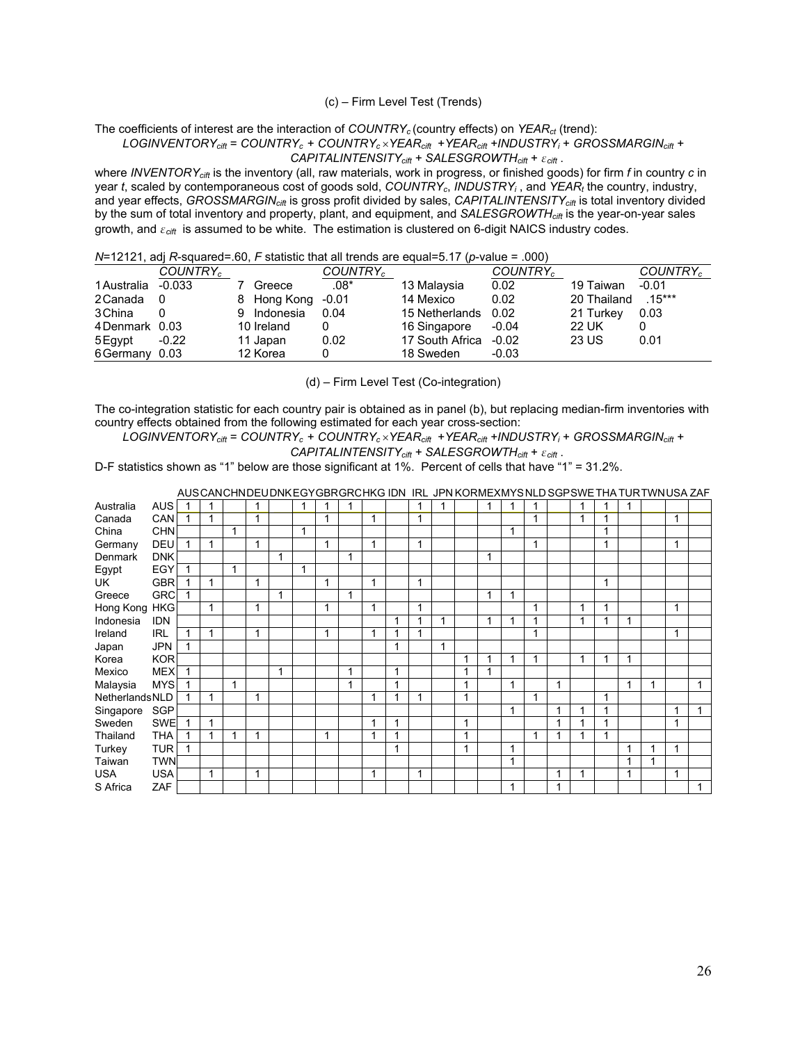(c) – Firm Level Test (Trends)

The coefficients of interest are the interaction of $COUNTRY_c$ (country effects) on $YEAR_{ct}$ (trend):

$$LOGINVENTORY_{cift} = COUNTRY_c + COUNTRY_c \times YEAR_{cift} + YEAR_{cift} + INDUSTRY_i + GROSSMARGIN_{cift} + CAPITALINTENSITY_{cift} + SALESGROWTH_{cift} + \varepsilon_{cift}\,.$$

where $INVENTORY_{cift}$ is the inventory (all, raw materials, work in progress, or finished goods) for firm $f$ in country $c$ in year $t$, scaled by contemporaneous cost of goods sold, $COUNTRY_c$, $INDUSTRY_i$, and $YEAR_t$ the country, industry, and year effects, $GROSSMARGIN_{cift}$ is gross profit divided by sales, $CAPITALINTENSITY_{cift}$ is total inventory divided by the sum of total inventory and property, plant, and equipment, and $SALESGROWTH_{cift}$ is the year-on-year sales growth, and $\varepsilon_{cift}$ is assumed to be white. The estimation is clustered on 6-digit NAICS industry codes.

$N$=12121, adj $R$-squared=.60, $F$ statistic that all trends are equal=5.17 ($p$-value = .000)

| | $COUNTRY_c$ | | $COUNTRY_c$ | | $COUNTRY_c$ | | $COUNTRY_c$ |
|---|---|---|---|---|---|---|---|
| 1 Australia | -0.033 | 7 Greece | .08* | 13 Malaysia | 0.02 | 19 Taiwan | -0.01 |
| 2 Canada | 0 | 8 Hong Kong | -0.01 | 14 Mexico | 0.02 | 20 Thailand | .15*** |
| 3 China | 0 | 9 Indonesia | 0.04 | 15 Netherlands | 0.02 | 21 Turkey | 0.03 |
| 4 Denmark | 0.03 | 10 Ireland | 0 | 16 Singapore | -0.04 | 22 UK | 0 |
| 5 Egypt | -0.22 | 11 Japan | 0.02 | 17 South Africa | -0.02 | 23 US | 0.01 |
| 6 Germany | 0.03 | 12 Korea | 0 | 18 Sweden | -0.03 | | |

(d) – Firm Level Test (Co-integration)

The co-integration statistic for each country pair is obtained as in panel (b), but replacing median-firm inventories with country effects obtained from the following estimated for each year cross-section:

$$LOGINVENTORY_{cift} = COUNTRY_c + COUNTRY_c \times YEAR_{cift} + YEAR_{cift} + INDUSTRY_i + GROSSMARGIN_{cift} + CAPITALINTENSITY_{cift} + SALESGROWTH_{cift} + \varepsilon_{cift}\,.$$

D-F statistics shown as "1" below are those significant at 1%. Percent of cells that have "1" = 31.2%.

| | | AUS | CAN | CHN | DEU | DNK | EGY | GBR | GRC | HKG | IDN | IRL | JPN | KOR | MEX | MYS | NLD | SGP | SWE | THA | TUR | TWN | USA | ZAF |
|---|---|---|---|---|---|---|---|---|---|---|---|---|---|---|---|---|---|---|---|---|---|---|---|---|
| Australia | AUS | 1 | 1 | | 1 | | 1 | 1 | 1 | | | 1 | 1 | | 1 | 1 | 1 | | 1 | 1 | 1 | | | |
| Canada | CAN | 1 | 1 | | 1 | | | 1 | | 1 | | 1 | | | | | 1 | | 1 | 1 | | | 1 | |
| China | CHN | | | 1 | | | 1 | | | | | | | | | 1 | | | | 1 | | | | |
| Germany | DEU | 1 | 1 | | 1 | | | 1 | | 1 | | 1 | | | | | 1 | | | 1 | | | 1 | |
| Denmark | DNK | | | | | 1 | | | 1 | | | | | | 1 | | | | | | | | | |
| Egypt | EGY | 1 | | 1 | | | 1 | | | | | | | | | | | | | | | | | |
| UK | GBR | 1 | 1 | | 1 | | | 1 | | 1 | | 1 | | | | | | | | 1 | | | | |
| Greece | GRC | 1 | | | | 1 | | | 1 | | | | | | 1 | 1 | | | | | | | | |
| Hong Kong | HKG | | 1 | | 1 | | | 1 | | 1 | | 1 | | | | | 1 | | 1 | 1 | | | 1 | |
| Indonesia | IDN | | | | | | | | | | 1 | 1 | 1 | | 1 | 1 | 1 | | 1 | 1 | 1 | | | |
| Ireland | IRL | 1 | 1 | | 1 | | | 1 | | 1 | 1 | 1 | | | | | 1 | | | | | | 1 | |
| Japan | JPN | 1 | | | | | | | | | 1 | | 1 | | | | | | | | | | | |
| Korea | KOR | | | | | | | | | | | | | 1 | 1 | 1 | 1 | | 1 | 1 | 1 | | | |
| Mexico | MEX | 1 | | | | 1 | | | 1 | | 1 | | | 1 | 1 | | | | | | | | | |
| Malaysia | MYS | 1 | | 1 | | | | | 1 | | 1 | | | 1 | | 1 | | 1 | | | 1 | 1 | | 1 |
| Netherlands | NLD | 1 | 1 | | 1 | | | | | 1 | 1 | 1 | | 1 | | | 1 | | | 1 | | | | |
| Singapore | SGP | | | | | | | | | | | | | | | 1 | | 1 | 1 | 1 | | | 1 | 1 |
| Sweden | SWE | 1 | 1 | | | | | | | 1 | 1 | | | 1 | | | | 1 | 1 | 1 | | | 1 | |
| Thailand | THA | 1 | 1 | 1 | 1 | | | 1 | | 1 | 1 | | | 1 | | | 1 | 1 | 1 | 1 | | | | |
| Turkey | TUR | 1 | | | | | | | | | 1 | | | 1 | | 1 | | | | | 1 | 1 | 1 | |
| Taiwan | TWN | | | | | | | | | | | | | | | 1 | | | | | 1 | 1 | | |
| USA | USA | | 1 | | 1 | | | | | 1 | | 1 | | | | | | 1 | 1 | | 1 | | 1 | |
| S Africa | ZAF | | | | | | | | | | | | | | | 1 | | 1 | | | | | | 1 |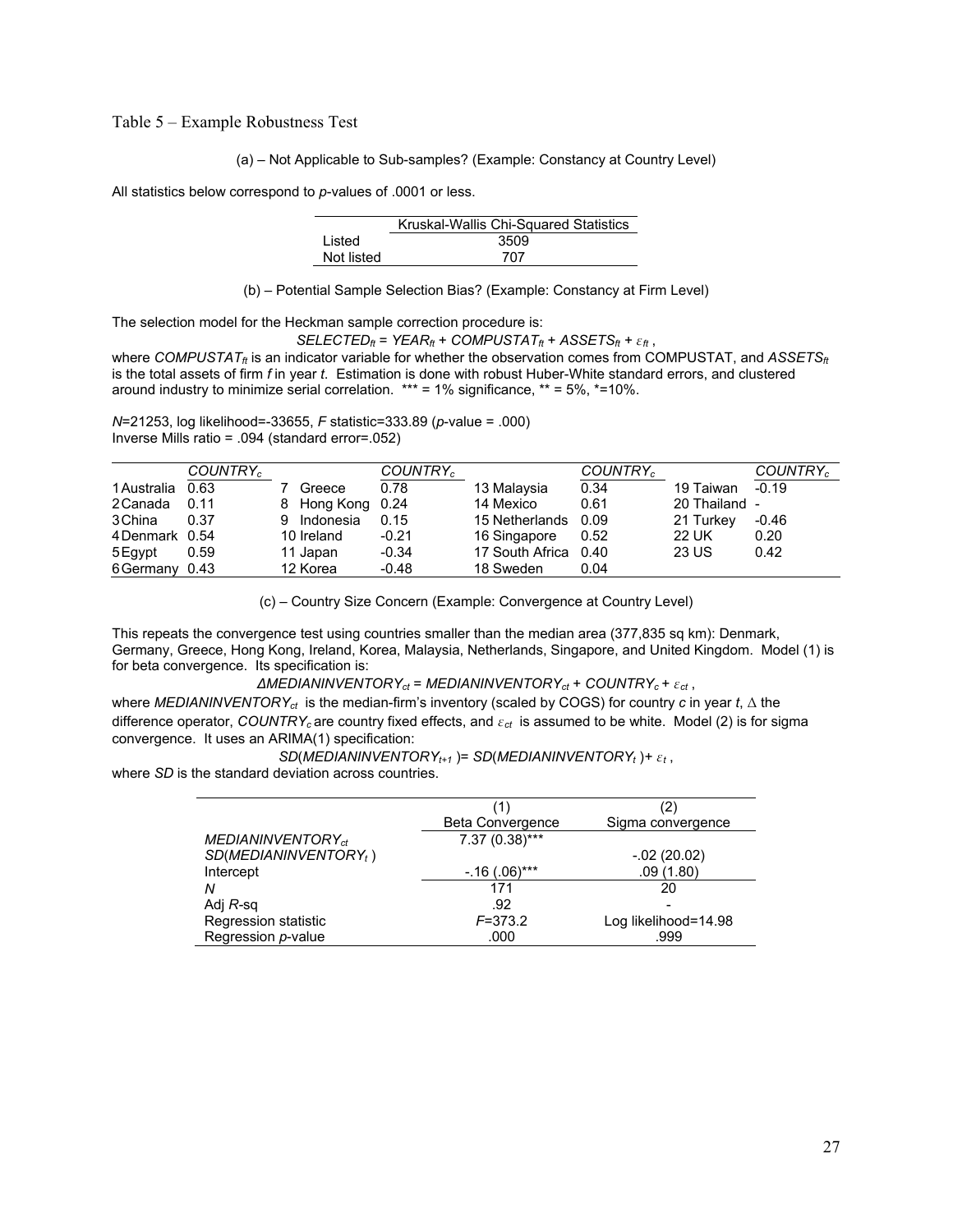Table 5 – Example Robustness Test

(a) – Not Applicable to Sub-samples? (Example: Constancy at Country Level)

All statistics below correspond to *p*-values of .0001 or less.

| | Kruskal-Wallis Chi-Squared Statistics |
|---|---|
| Listed | 3509 |
| Not listed | 707 |

(b) – Potential Sample Selection Bias? (Example: Constancy at Firm Level)

The selection model for the Heckman sample correction procedure is:

$$SELECTED_{ft} = YEAR_{ft} + COMPUSTAT_{ft} + ASSETS_{ft} + \varepsilon_{ft},$$

where $COMPUSTAT_{ft}$ is an indicator variable for whether the observation comes from COMPUSTAT, and $ASSETS_{ft}$ is the total assets of firm *f* in year *t*. Estimation is done with robust Huber-White standard errors, and clustered around industry to minimize serial correlation. *** = 1% significance, ** = 5%, *=10%.

*N*=21253, log likelihood=-33655, *F* statistic=333.89 (*p*-value = .000)
Inverse Mills ratio = .094 (standard error=.052)

| | $COUNTRY_c$ | | $COUNTRY_c$ | | $COUNTRY_c$ | | $COUNTRY_c$ |
|---|---|---|---|---|---|---|---|
| 1 Australia | 0.63 | 7 Greece | 0.78 | 13 Malaysia | 0.34 | 19 Taiwan | -0.19 |
| 2 Canada | 0.11 | 8 Hong Kong | 0.24 | 14 Mexico | 0.61 | 20 Thailand | - |
| 3 China | 0.37 | 9 Indonesia | 0.15 | 15 Netherlands | 0.09 | 21 Turkey | -0.46 |
| 4 Denmark | 0.54 | 10 Ireland | -0.21 | 16 Singapore | 0.52 | 22 UK | 0.20 |
| 5 Egypt | 0.59 | 11 Japan | -0.34 | 17 South Africa | 0.40 | 23 US | 0.42 |
| 6 Germany | 0.43 | 12 Korea | -0.48 | 18 Sweden | 0.04 | | |

(c) – Country Size Concern (Example: Convergence at Country Level)

This repeats the convergence test using countries smaller than the median area (377,835 sq km): Denmark, Germany, Greece, Hong Kong, Ireland, Korea, Malaysia, Netherlands, Singapore, and United Kingdom. Model (1) is for beta convergence. Its specification is:

$$\Delta MEDIANINVENTORY_{ct} = MEDIANINVENTORY_{ct} + COUNTRY_c + \varepsilon_{ct},$$

where $MEDIANINVENTORY_{ct}$ is the median-firm's inventory (scaled by COGS) for country *c* in year *t*, $\Delta$ the difference operator, $COUNTRY_c$ are country fixed effects, and $\varepsilon_{ct}$ is assumed to be white. Model (2) is for sigma convergence. It uses an ARIMA(1) specification:

$$SD(MEDIANINVENTORY_{t+1}) = SD(MEDIANINVENTORY_t) + \varepsilon_t,$$

where *SD* is the standard deviation across countries.

| | (1) Beta Convergence | (2) Sigma convergence |
|---|---|---|
| $MEDIANINVENTORY_{ct}$ | 7.37 (0.38)*** | |
| $SD(MEDIANINVENTORY_t)$ | | -.02 (20.02) |
| Intercept | -.16 (.06)*** | .09 (1.80) |
| *N* | 171 | 20 |
| Adj *R*-sq | .92 | - |
| Regression statistic | *F*=373.2 | Log likelihood=14.98 |
| Regression *p*-value | .000 | .999 |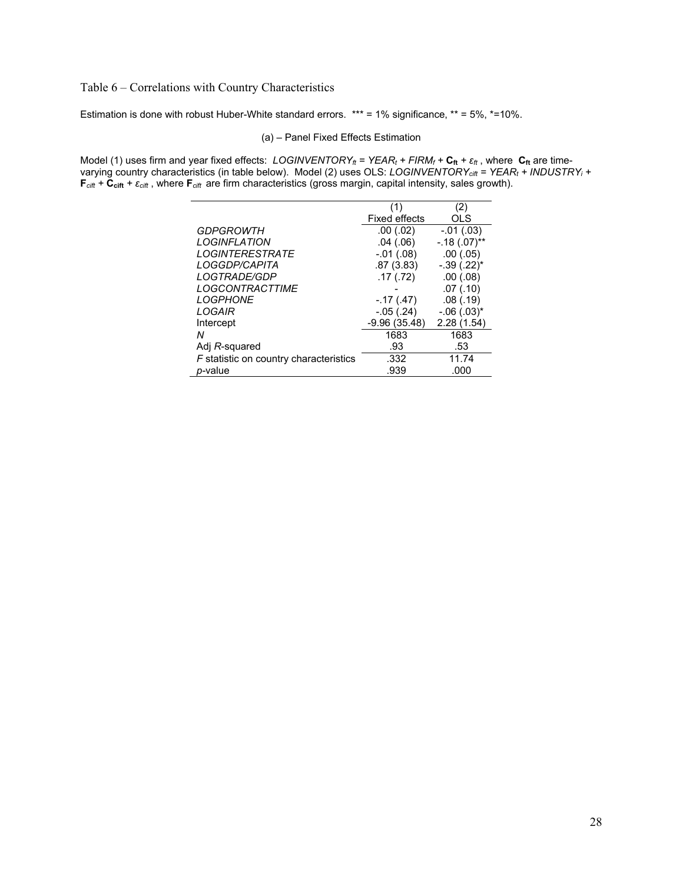## Table 6 – Correlations with Country Characteristics

Estimation is done with robust Huber-White standard errors. *** = 1% significance, ** = 5%, *=10%.

### (a) – Panel Fixed Effects Estimation

Model (1) uses firm and year fixed effects: $LOGINVENTORY_{ft} = YEAR_t + FIRM_f + \mathbf{C_{ft}} + \varepsilon_{ft}$ , where $\mathbf{C_{ft}}$ are time-varying country characteristics (in table below). Model (2) uses OLS: $LOGINVENTORY_{cift} = YEAR_t + INDUSTRY_i + \mathbf{F}_{cift} + \mathbf{C_{cift}} + \varepsilon_{cift}$ , where $\mathbf{F}_{cift}$ are firm characteristics (gross margin, capital intensity, sales growth).

| | (1) Fixed effects | (2) OLS |
|---|---|---|
| *GDPGROWTH* | .00 (.02) | -.01 (.03) |
| *LOGINFLATION* | .04 (.06) | -.18 (.07)** |
| *LOGINTERESTRATE* | -.01 (.08) | .00 (.05) |
| *LOGGDP/CAPITA* | .87 (3.83) | -.39 (.22)* |
| *LOGTRADE/GDP* | .17 (.72) | .00 (.08) |
| *LOGCONTRACTTIME* | - | .07 (.10) |
| *LOGPHONE* | -.17 (.47) | .08 (.19) |
| *LOGAIR* | -.05 (.24) | -.06 (.03)* |
| Intercept | -9.96 (35.48) | 2.28 (1.54) |
| *N* | 1683 | 1683 |
| Adj $R$-squared | .93 | .53 |
| $F$ statistic on country characteristics | .332 | 11.74 |
| $p$-value | .939 | .000 |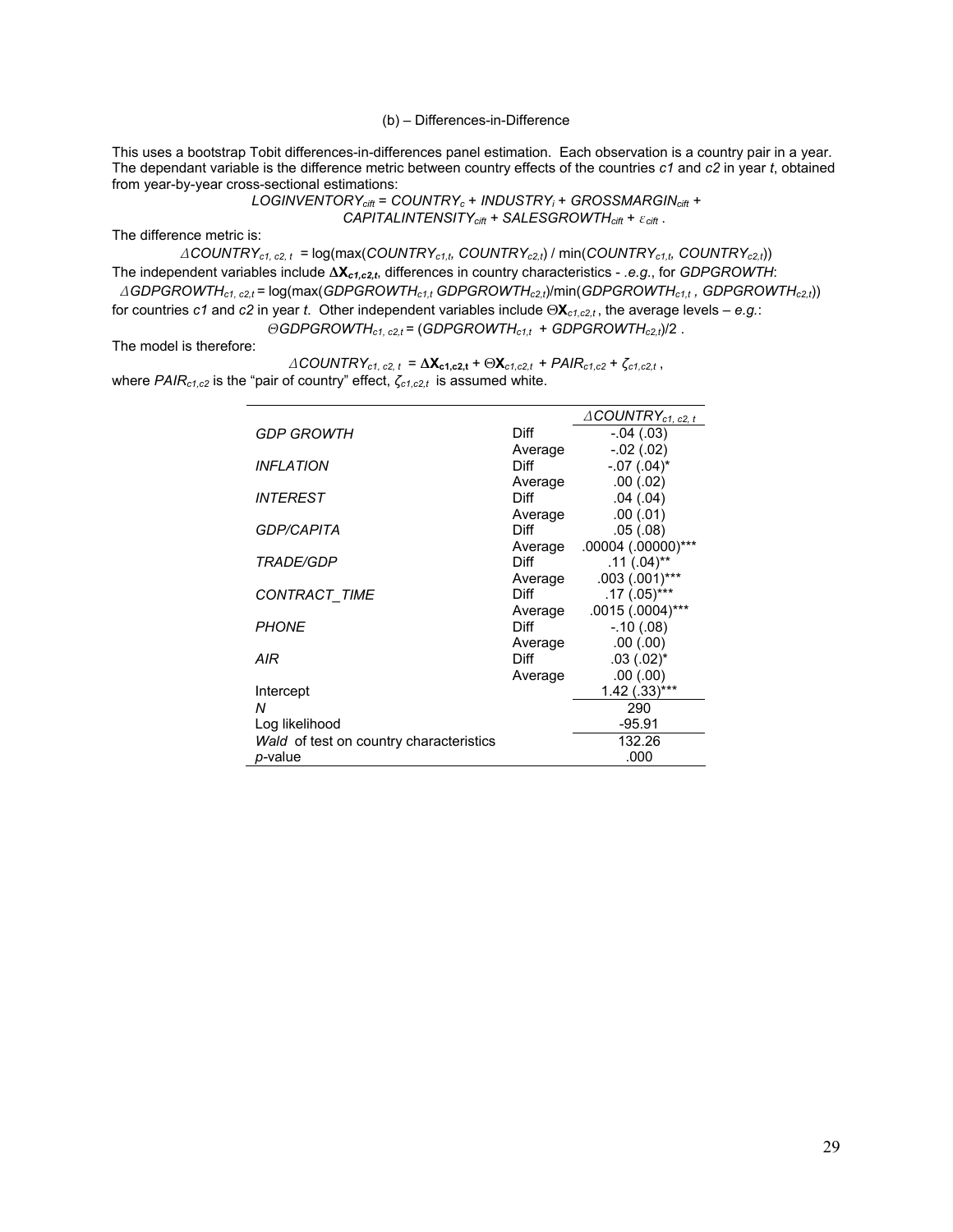(b) – Differences-in-Difference

This uses a bootstrap Tobit differences-in-differences panel estimation. Each observation is a country pair in a year. The dependant variable is the difference metric between country effects of the countries *c1* and *c2* in year *t*, obtained from year-by-year cross-sectional estimations:

$$LOGINVENTORY_{cift} = COUNTRY_c + INDUSTRY_i + GROSSMARGIN_{cift} + CAPITALINTENSITY_{cift} + SALESGROWTH_{cift} + \varepsilon_{cift}\ .$$

The difference metric is:

$$\Delta COUNTRY_{c1,\, c2,\, t} = \log(\max(COUNTRY_{c1,t},\, COUNTRY_{c2,t}) / \min(COUNTRY_{c1,t},\, COUNTRY_{c2,t}))$$

The independent variables include $\Delta \mathbf{X}_{c1,c2,t}$, differences in country characteristics - .*e.g.*, for *GDPGROWTH*:

$$\Delta GDPGROWTH_{c1,\, c2,t} = \log(\max(GDPGROWTH_{c1,t}\; GDPGROWTH_{c2,t})/\min(GDPGROWTH_{c1,t}\, ,\, GDPGROWTH_{c2,t}))$$

for countries *c1* and *c2* in year *t*. Other independent variables include $\Theta\mathbf{X}_{c1,c2,t}$, the average levels – *e.g.*:

$$\Theta GDPGROWTH_{c1,\, c2,t} = (GDPGROWTH_{c1,t} + GDPGROWTH_{c2,t})/2\ .$$

The model is therefore:

$$\Delta COUNTRY_{c1,\, c2,\, t} = \Delta\mathbf{X}_{\mathbf{c1,c2,t}} + \Theta\mathbf{X}_{c1,c2,t} + PAIR_{c1,c2} + \zeta_{c1,c2,t}\ ,$$

where $PAIR_{c1,c2}$ is the "pair of country" effect, $\zeta_{c1,c2,t}$ is assumed white.

| | | $\Delta COUNTRY_{c1,\, c2,\, t}$ |
|---|---|---|
| *GDP GROWTH* | Diff | -.04 (.03) |
| | Average | -.02 (.02) |
| *INFLATION* | Diff | -.07 (.04)* |
| | Average | .00 (.02) |
| *INTEREST* | Diff | .04 (.04) |
| | Average | .00 (.01) |
| *GDP/CAPITA* | Diff | .05 (.08) |
| | Average | .00004 (.00000)*** |
| *TRADE/GDP* | Diff | .11 (.04)** |
| | Average | .003 (.001)*** |
| *CONTRACT_TIME* | Diff | .17 (.05)*** |
| | Average | .0015 (.0004)*** |
| *PHONE* | Diff | -.10 (.08) |
| | Average | .00 (.00) |
| *AIR* | Diff | .03 (.02)* |
| | Average | .00 (.00) |
| Intercept | | 1.42 (.33)*** |
| *N* | | 290 |
| Log likelihood | | -95.91 |
| *Wald* of test on country characteristics | | 132.26 |
| *p*-value | | .000 |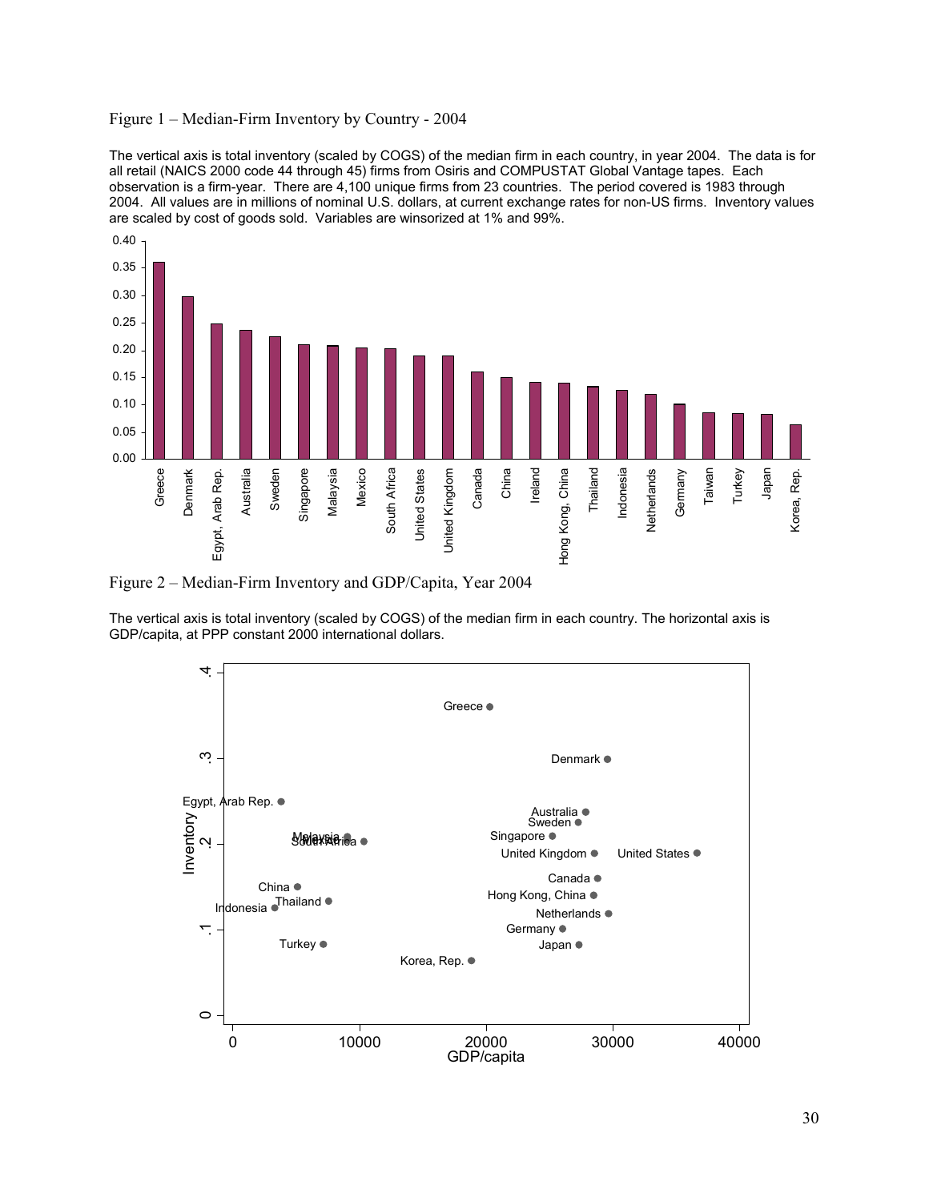Figure 1 – Median-Firm Inventory by Country - 2004

The vertical axis is total inventory (scaled by COGS) of the median firm in each country, in year 2004. The data is for all retail (NAICS 2000 code 44 through 45) firms from Osiris and COMPUSTAT Global Vantage tapes. Each observation is a firm-year. There are 4,100 unique firms from 23 countries. The period covered is 1983 through 2004. All values are in millions of nominal U.S. dollars, at current exchange rates for non-US firms. Inventory values are scaled by cost of goods sold. Variables are winsorized at 1% and 99%.

Figure 2 – Median-Firm Inventory and GDP/Capita, Year 2004

The vertical axis is total inventory (scaled by COGS) of the median firm in each country. The horizontal axis is GDP/capita, at PPP constant 2000 international dollars.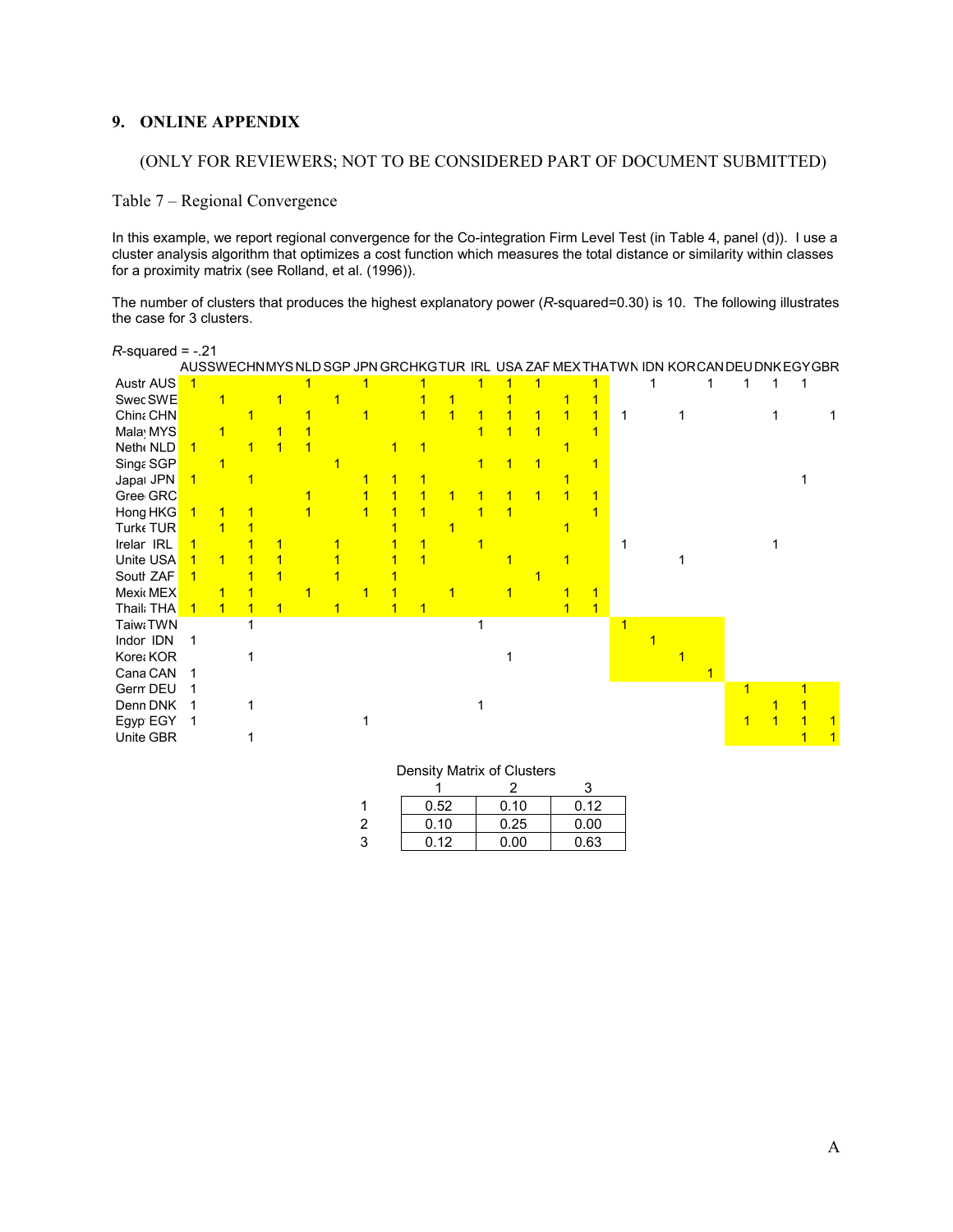## 9. ONLINE APPENDIX

(ONLY FOR REVIEWERS; NOT TO BE CONSIDERED PART OF DOCUMENT SUBMITTED)

Table 7 – Regional Convergence

In this example, we report regional convergence for the Co-integration Firm Level Test (in Table 4, panel (d)). I use a cluster analysis algorithm that optimizes a cost function which measures the total distance or similarity within classes for a proximity matrix (see Rolland, et al. (1996)).

The number of clusters that produces the highest explanatory power ($R$-squared=0.30) is 10. The following illustrates the case for 3 clusters.

$R$-squared = -.21

| | | AUS | SWE | CHN | MYS | NLD | SGP | JPN | GRC | HKG | TUR | IRL | USA | ZAF | MEX | THA | TWN | IDN | KOR | CAN | DEU | DNK | EGY | GBR |
|---|---|---|---|---|---|---|---|---|---|---|---|---|---|---|---|---|---|---|---|---|---|---|---|---|
| Austr | AUS | 1 | | | | 1 | | 1 | | 1 | | 1 | 1 | 1 | | 1 | | 1 | | 1 | 1 | 1 | 1 | |
| Swec | SWE | | 1 | | 1 | | 1 | | | 1 | 1 | | 1 | | 1 | 1 | | | | | | | | |
| China | CHN | | | 1 | | 1 | | 1 | | 1 | 1 | 1 | 1 | 1 | 1 | 1 | 1 | | 1 | | | 1 | | 1 |
| Mala | MYS | | 1 | | 1 | 1 | | | | | | 1 | 1 | 1 | | 1 | | | | | | | | |
| Neth | NLD | 1 | | 1 | 1 | 1 | | | 1 | 1 | | | | | 1 | | | | | | | | | |
| Singa | SGP | | 1 | | | | 1 | | | | | 1 | 1 | 1 | | 1 | | | | | | | | |
| Japa | JPN | 1 | | 1 | | | | 1 | 1 | 1 | | | | | 1 | | | | | | | | 1 | |
| Gree | GRC | | | | | 1 | | 1 | 1 | 1 | 1 | 1 | 1 | 1 | 1 | 1 | | | | | | | | |
| Hong | HKG | 1 | 1 | 1 | | 1 | | 1 | 1 | 1 | | 1 | 1 | | | 1 | | | | | | | | |
| Turke | TUR | | 1 | 1 | | | | | 1 | | 1 | | | | 1 | | | | | | | | | |
| Irelar | IRL | 1 | | 1 | 1 | | 1 | | 1 | 1 | | 1 | | | | | 1 | | | | | 1 | | |
| Unite | USA | 1 | 1 | 1 | 1 | | 1 | | 1 | 1 | | | 1 | | 1 | | | | 1 | | | | | |
| South | ZAF | 1 | | 1 | 1 | | 1 | | 1 | | | | | 1 | | | | | | | | | | |
| Mexi | MEX | | 1 | 1 | | 1 | | 1 | 1 | | 1 | | 1 | | 1 | 1 | | | | | | | | |
| Thail | THA | 1 | 1 | 1 | 1 | | 1 | | 1 | 1 | | | | | 1 | 1 | | | | | | | | |
| Taiwa | TWN | | | 1 | | | | | | | | 1 | | | | | 1 | | | | | | | |
| Indor | IDN | 1 | | | | | | | | | | | | | | | | 1 | | | | | | |
| Kore | KOR | | | 1 | | | | | | | | | 1 | | | | | | 1 | | | | | |
| Cana | CAN | 1 | | | | | | | | | | | | | | | | | | 1 | | | | |
| Gern | DEU | 1 | | | | | | | | | | | | | | | | | | | 1 | | 1 | |
| Denn | DNK | 1 | | 1 | | | | | | | | 1 | | | | | | | | | | 1 | 1 | |
| Egyp | EGY | 1 | | | | | | 1 | | | | | | | | | | | | | 1 | 1 | 1 | 1 |
| Unite | GBR | | | 1 | | | | | | | | | | | | | | | | | | | 1 | 1 |

Density Matrix of Clusters

| | 1 | 2 | 3 |
|---|---|---|---|
| 1 | 0.52 | 0.10 | 0.12 |
| 2 | 0.10 | 0.25 | 0.00 |
| 3 | 0.12 | 0.00 | 0.63 |